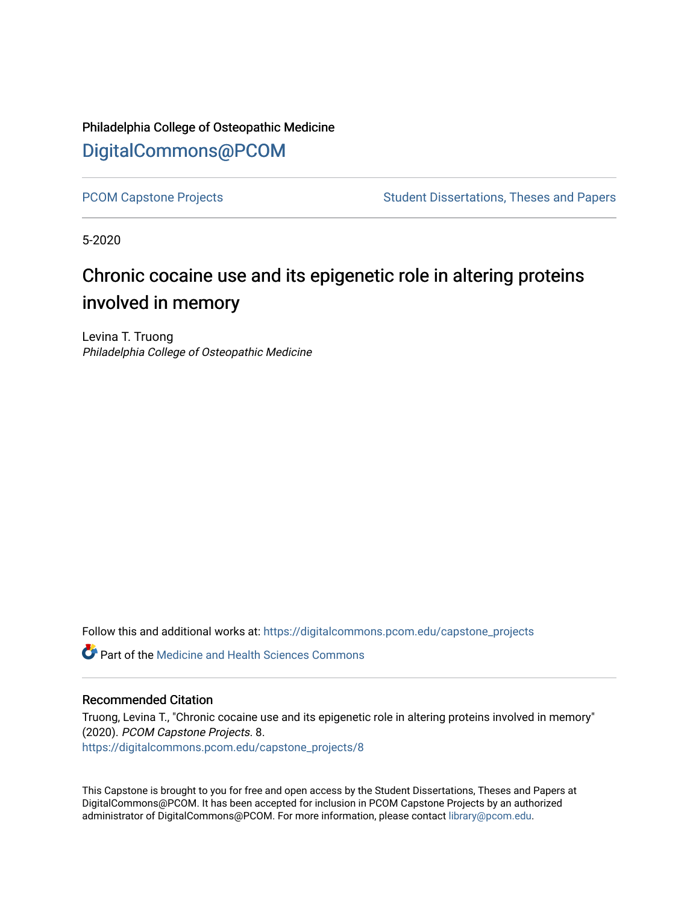Philadelphia College of Osteopathic Medicine

DigitalCommons@PCOM

PCOM Capstone Projects

Student Dissertations, Theses and Papers

5-2020

# Chronic cocaine use and its epigenetic role in altering proteins involved in memory

Levina T. Truong
*Philadelphia College of Osteopathic Medicine*

Follow this and additional works at: https://digitalcommons.pcom.edu/capstone_projects

Part of the Medicine and Health Sciences Commons

## Recommended Citation

Truong, Levina T., "Chronic cocaine use and its epigenetic role in altering proteins involved in memory" (2020). *PCOM Capstone Projects*. 8.
https://digitalcommons.pcom.edu/capstone_projects/8

This Capstone is brought to you for free and open access by the Student Dissertations, Theses and Papers at DigitalCommons@PCOM. It has been accepted for inclusion in PCOM Capstone Projects by an authorized administrator of DigitalCommons@PCOM. For more information, please contact library@pcom.edu.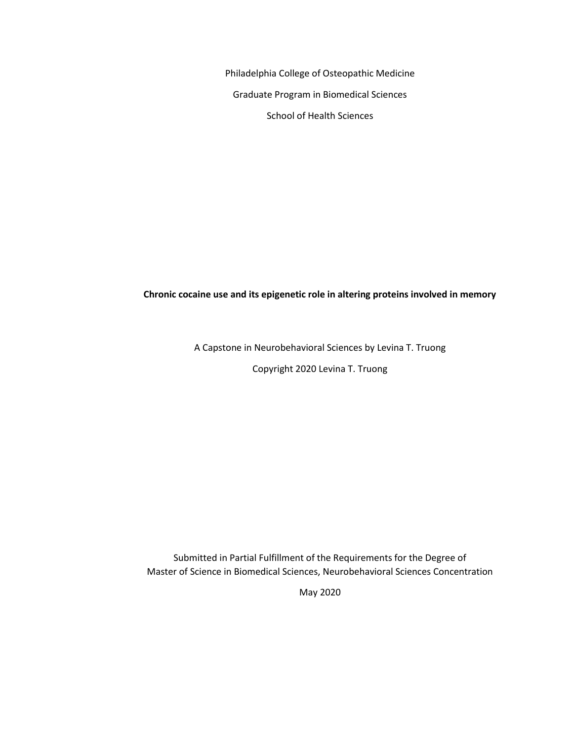Philadelphia College of Osteopathic Medicine

Graduate Program in Biomedical Sciences

School of Health Sciences

**Chronic cocaine use and its epigenetic role in altering proteins involved in memory**

A Capstone in Neurobehavioral Sciences by Levina T. Truong

Copyright 2020 Levina T. Truong

Submitted in Partial Fulfillment of the Requirements for the Degree of
Master of Science in Biomedical Sciences, Neurobehavioral Sciences Concentration

May 2020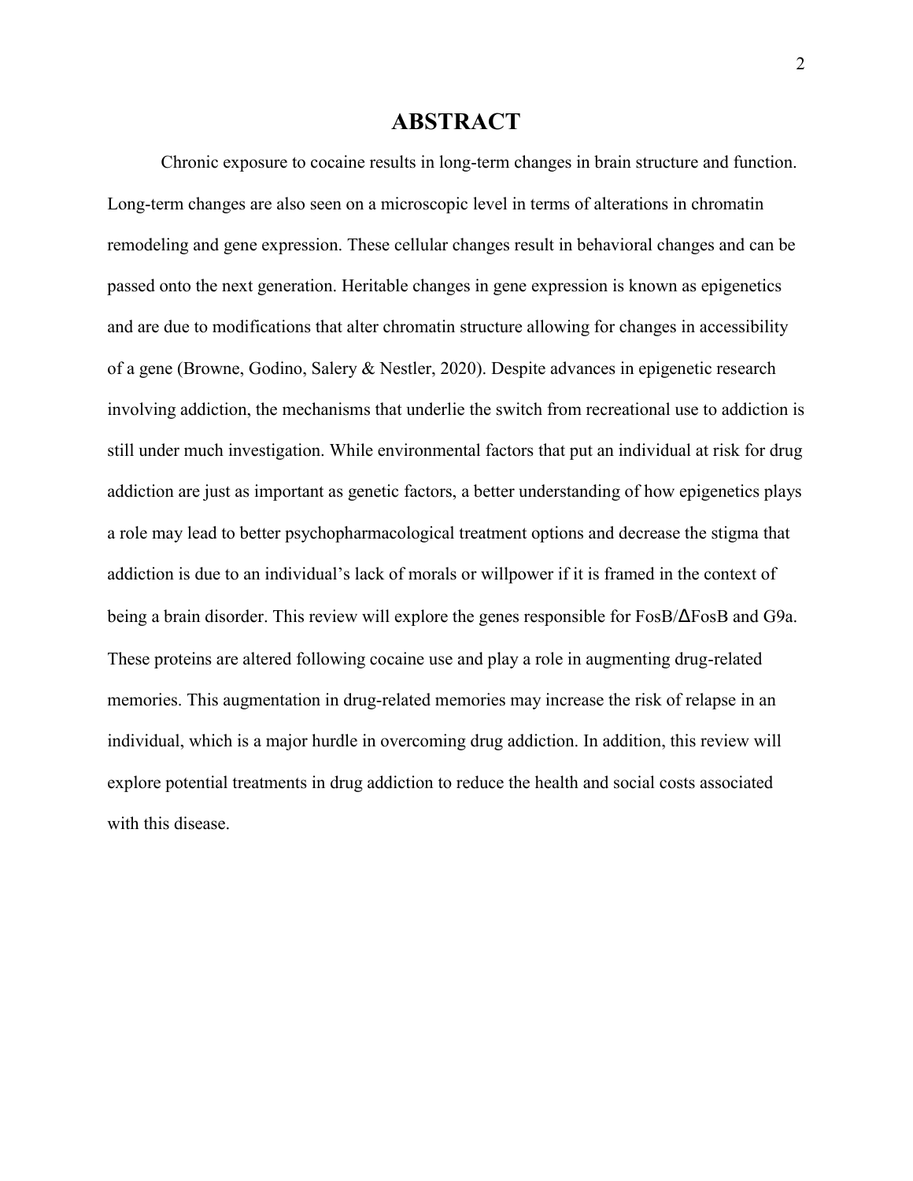# ABSTRACT

Chronic exposure to cocaine results in long-term changes in brain structure and function. Long-term changes are also seen on a microscopic level in terms of alterations in chromatin remodeling and gene expression. These cellular changes result in behavioral changes and can be passed onto the next generation. Heritable changes in gene expression is known as epigenetics and are due to modifications that alter chromatin structure allowing for changes in accessibility of a gene (Browne, Godino, Salery & Nestler, 2020). Despite advances in epigenetic research involving addiction, the mechanisms that underlie the switch from recreational use to addiction is still under much investigation. While environmental factors that put an individual at risk for drug addiction are just as important as genetic factors, a better understanding of how epigenetics plays a role may lead to better psychopharmacological treatment options and decrease the stigma that addiction is due to an individual's lack of morals or willpower if it is framed in the context of being a brain disorder. This review will explore the genes responsible for FosB/ΔFosB and G9a. These proteins are altered following cocaine use and play a role in augmenting drug-related memories. This augmentation in drug-related memories may increase the risk of relapse in an individual, which is a major hurdle in overcoming drug addiction. In addition, this review will explore potential treatments in drug addiction to reduce the health and social costs associated with this disease.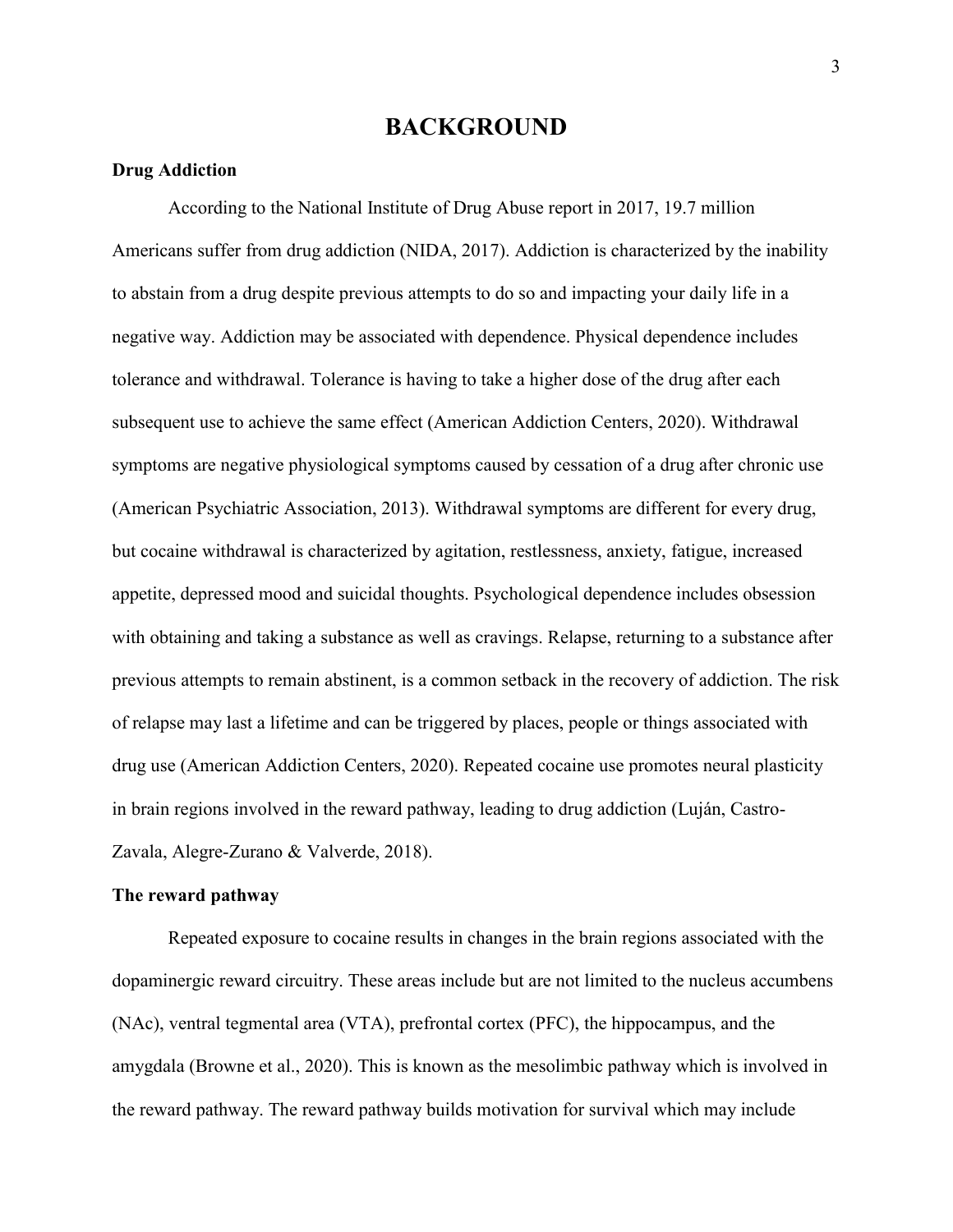# BACKGROUND

### Drug Addiction

According to the National Institute of Drug Abuse report in 2017, 19.7 million Americans suffer from drug addiction (NIDA, 2017). Addiction is characterized by the inability to abstain from a drug despite previous attempts to do so and impacting your daily life in a negative way. Addiction may be associated with dependence. Physical dependence includes tolerance and withdrawal. Tolerance is having to take a higher dose of the drug after each subsequent use to achieve the same effect (American Addiction Centers, 2020). Withdrawal symptoms are negative physiological symptoms caused by cessation of a drug after chronic use (American Psychiatric Association, 2013). Withdrawal symptoms are different for every drug, but cocaine withdrawal is characterized by agitation, restlessness, anxiety, fatigue, increased appetite, depressed mood and suicidal thoughts. Psychological dependence includes obsession with obtaining and taking a substance as well as cravings. Relapse, returning to a substance after previous attempts to remain abstinent, is a common setback in the recovery of addiction. The risk of relapse may last a lifetime and can be triggered by places, people or things associated with drug use (American Addiction Centers, 2020). Repeated cocaine use promotes neural plasticity in brain regions involved in the reward pathway, leading to drug addiction (Luján, Castro-Zavala, Alegre-Zurano & Valverde, 2018).

### The reward pathway

Repeated exposure to cocaine results in changes in the brain regions associated with the dopaminergic reward circuitry. These areas include but are not limited to the nucleus accumbens (NAc), ventral tegmental area (VTA), prefrontal cortex (PFC), the hippocampus, and the amygdala (Browne et al., 2020). This is known as the mesolimbic pathway which is involved in the reward pathway. The reward pathway builds motivation for survival which may include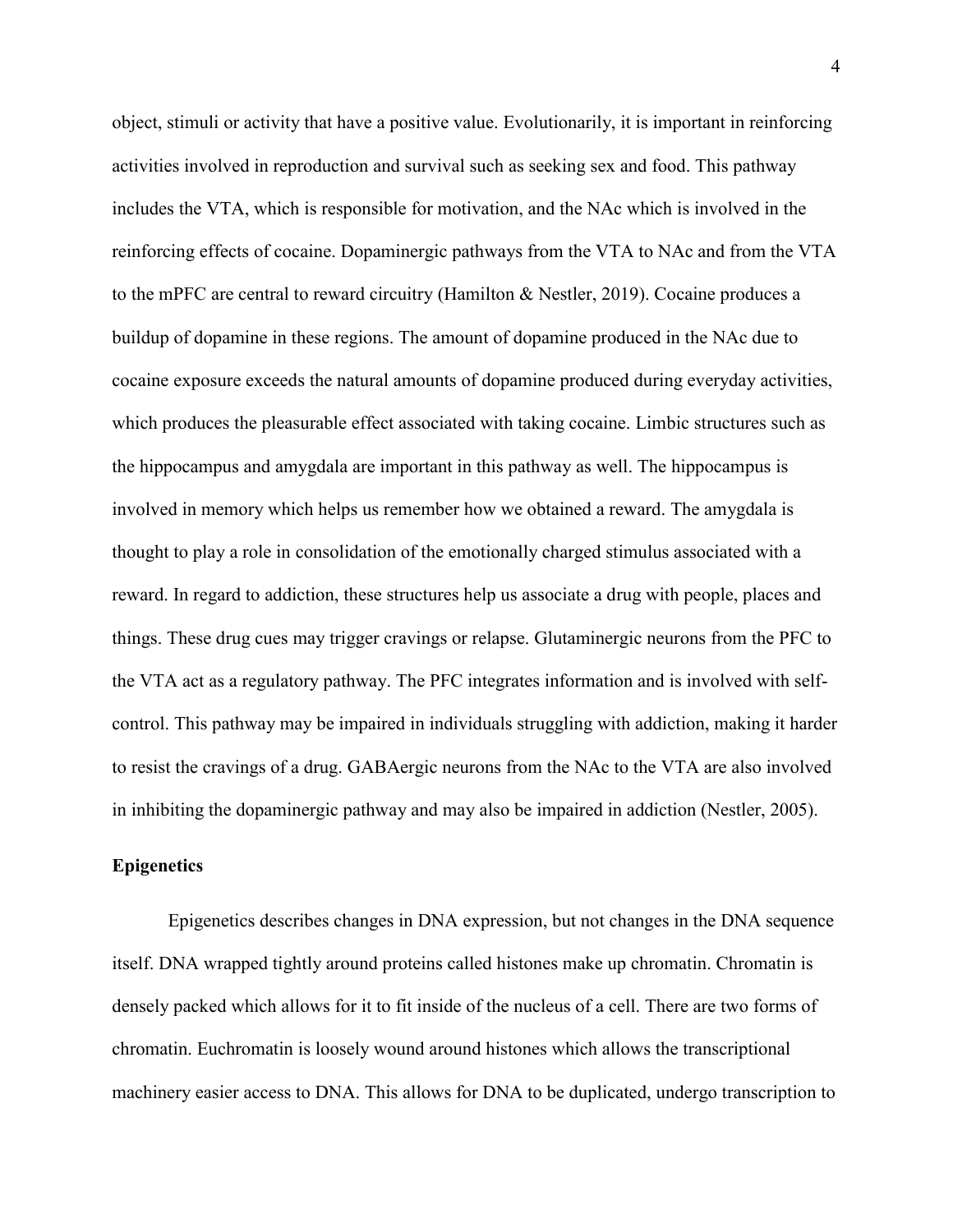object, stimuli or activity that have a positive value. Evolutionarily, it is important in reinforcing activities involved in reproduction and survival such as seeking sex and food. This pathway includes the VTA, which is responsible for motivation, and the NAc which is involved in the reinforcing effects of cocaine. Dopaminergic pathways from the VTA to NAc and from the VTA to the mPFC are central to reward circuitry (Hamilton & Nestler, 2019). Cocaine produces a buildup of dopamine in these regions. The amount of dopamine produced in the NAc due to cocaine exposure exceeds the natural amounts of dopamine produced during everyday activities, which produces the pleasurable effect associated with taking cocaine. Limbic structures such as the hippocampus and amygdala are important in this pathway as well. The hippocampus is involved in memory which helps us remember how we obtained a reward. The amygdala is thought to play a role in consolidation of the emotionally charged stimulus associated with a reward. In regard to addiction, these structures help us associate a drug with people, places and things. These drug cues may trigger cravings or relapse. Glutaminergic neurons from the PFC to the VTA act as a regulatory pathway. The PFC integrates information and is involved with self-control. This pathway may be impaired in individuals struggling with addiction, making it harder to resist the cravings of a drug. GABAergic neurons from the NAc to the VTA are also involved in inhibiting the dopaminergic pathway and may also be impaired in addiction (Nestler, 2005).

**Epigenetics**

Epigenetics describes changes in DNA expression, but not changes in the DNA sequence itself. DNA wrapped tightly around proteins called histones make up chromatin. Chromatin is densely packed which allows for it to fit inside of the nucleus of a cell. There are two forms of chromatin. Euchromatin is loosely wound around histones which allows the transcriptional machinery easier access to DNA. This allows for DNA to be duplicated, undergo transcription to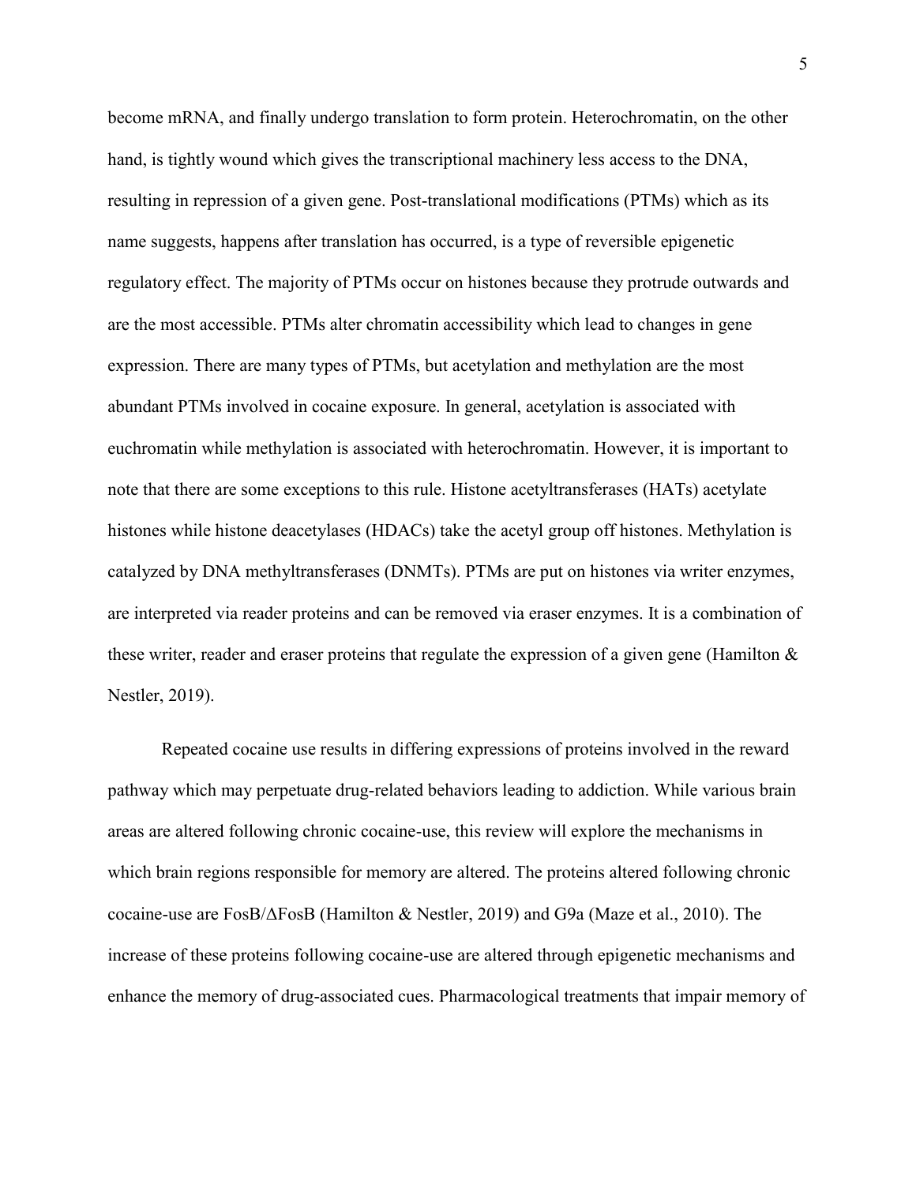become mRNA, and finally undergo translation to form protein. Heterochromatin, on the other hand, is tightly wound which gives the transcriptional machinery less access to the DNA, resulting in repression of a given gene. Post-translational modifications (PTMs) which as its name suggests, happens after translation has occurred, is a type of reversible epigenetic regulatory effect. The majority of PTMs occur on histones because they protrude outwards and are the most accessible. PTMs alter chromatin accessibility which lead to changes in gene expression. There are many types of PTMs, but acetylation and methylation are the most abundant PTMs involved in cocaine exposure. In general, acetylation is associated with euchromatin while methylation is associated with heterochromatin. However, it is important to note that there are some exceptions to this rule. Histone acetyltransferases (HATs) acetylate histones while histone deacetylases (HDACs) take the acetyl group off histones. Methylation is catalyzed by DNA methyltransferases (DNMTs). PTMs are put on histones via writer enzymes, are interpreted via reader proteins and can be removed via eraser enzymes. It is a combination of these writer, reader and eraser proteins that regulate the expression of a given gene (Hamilton & Nestler, 2019).

Repeated cocaine use results in differing expressions of proteins involved in the reward pathway which may perpetuate drug-related behaviors leading to addiction. While various brain areas are altered following chronic cocaine-use, this review will explore the mechanisms in which brain regions responsible for memory are altered. The proteins altered following chronic cocaine-use are FosB/ΔFosB (Hamilton & Nestler, 2019) and G9a (Maze et al., 2010). The increase of these proteins following cocaine-use are altered through epigenetic mechanisms and enhance the memory of drug-associated cues. Pharmacological treatments that impair memory of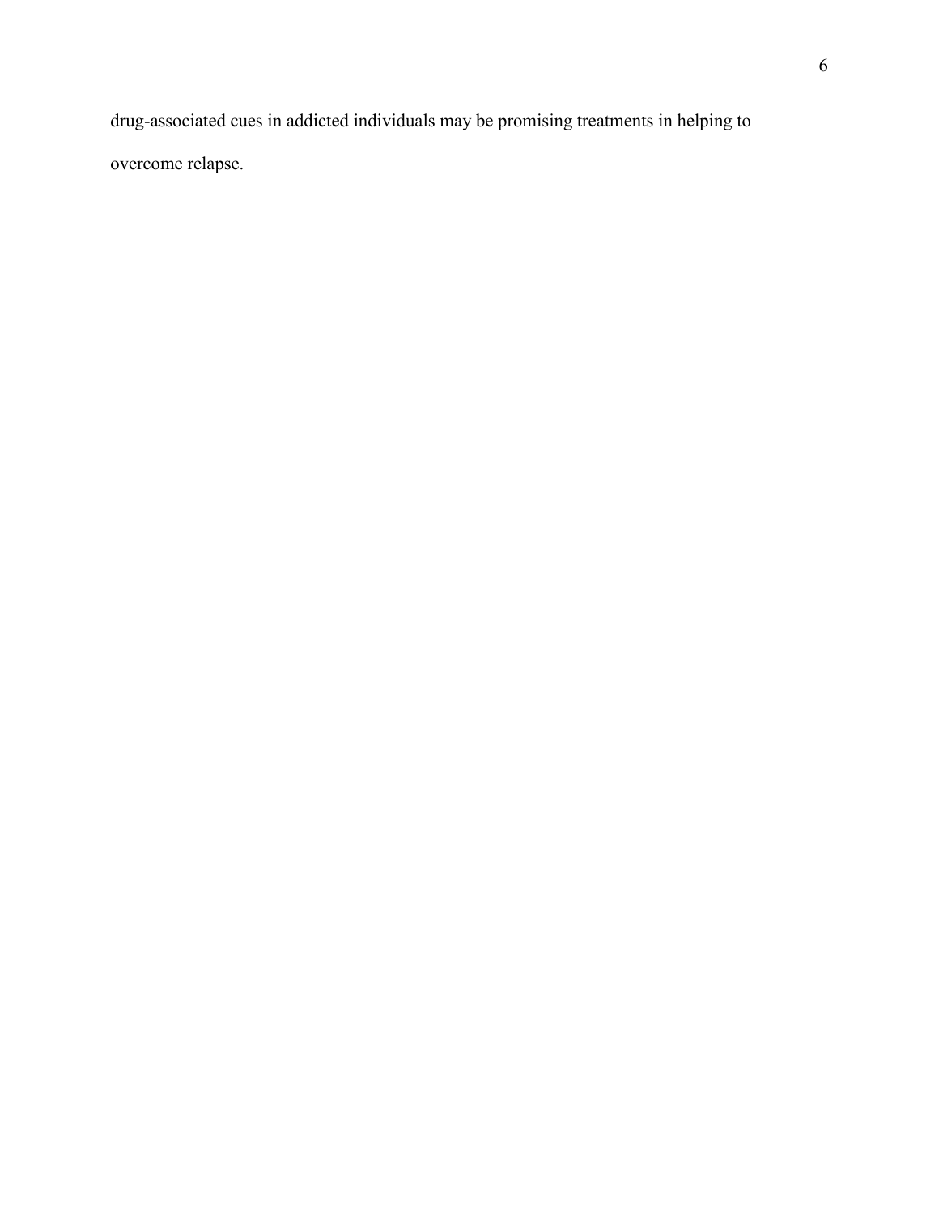drug-associated cues in addicted individuals may be promising treatments in helping to overcome relapse.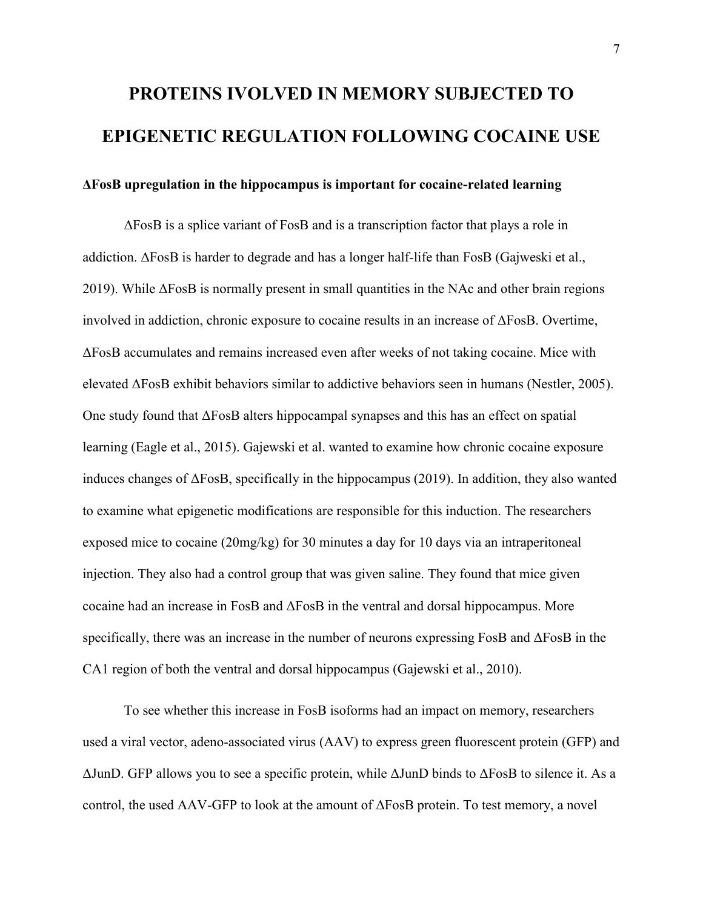# PROTEINS IVOLVED IN MEMORY SUBJECTED TO EPIGENETIC REGULATION FOLLOWING COCAINE USE

**ΔFosB upregulation in the hippocampus is important for cocaine-related learning**

ΔFosB is a splice variant of FosB and is a transcription factor that plays a role in addiction. ΔFosB is harder to degrade and has a longer half-life than FosB (Gajweski et al., 2019). While ΔFosB is normally present in small quantities in the NAc and other brain regions involved in addiction, chronic exposure to cocaine results in an increase of ΔFosB. Overtime, ΔFosB accumulates and remains increased even after weeks of not taking cocaine. Mice with elevated ΔFosB exhibit behaviors similar to addictive behaviors seen in humans (Nestler, 2005). One study found that ΔFosB alters hippocampal synapses and this has an effect on spatial learning (Eagle et al., 2015). Gajewski et al. wanted to examine how chronic cocaine exposure induces changes of ΔFosB, specifically in the hippocampus (2019). In addition, they also wanted to examine what epigenetic modifications are responsible for this induction. The researchers exposed mice to cocaine (20mg/kg) for 30 minutes a day for 10 days via an intraperitoneal injection. They also had a control group that was given saline. They found that mice given cocaine had an increase in FosB and ΔFosB in the ventral and dorsal hippocampus. More specifically, there was an increase in the number of neurons expressing FosB and ΔFosB in the CA1 region of both the ventral and dorsal hippocampus (Gajewski et al., 2010).

To see whether this increase in FosB isoforms had an impact on memory, researchers used a viral vector, adeno-associated virus (AAV) to express green fluorescent protein (GFP) and ΔJunD. GFP allows you to see a specific protein, while ΔJunD binds to ΔFosB to silence it. As a control, the used AAV-GFP to look at the amount of ΔFosB protein. To test memory, a novel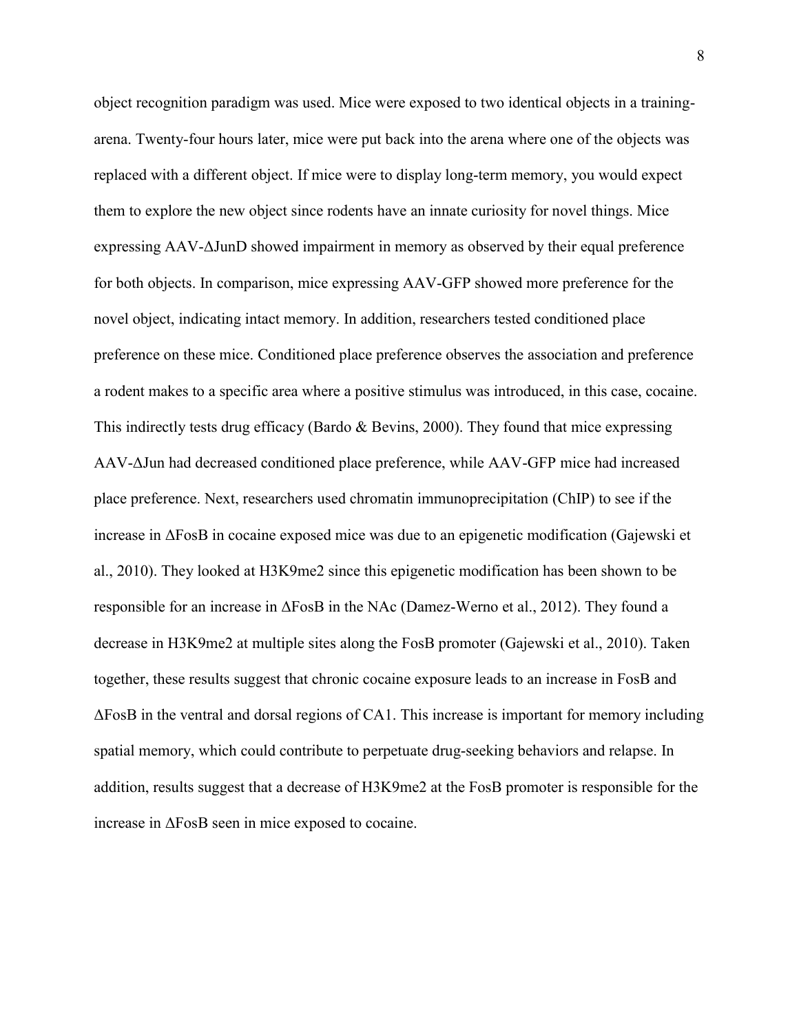object recognition paradigm was used. Mice were exposed to two identical objects in a training-arena. Twenty-four hours later, mice were put back into the arena where one of the objects was replaced with a different object. If mice were to display long-term memory, you would expect them to explore the new object since rodents have an innate curiosity for novel things. Mice expressing AAV-ΔJunD showed impairment in memory as observed by their equal preference for both objects. In comparison, mice expressing AAV-GFP showed more preference for the novel object, indicating intact memory. In addition, researchers tested conditioned place preference on these mice. Conditioned place preference observes the association and preference a rodent makes to a specific area where a positive stimulus was introduced, in this case, cocaine. This indirectly tests drug efficacy (Bardo & Bevins, 2000). They found that mice expressing AAV-ΔJun had decreased conditioned place preference, while AAV-GFP mice had increased place preference. Next, researchers used chromatin immunoprecipitation (ChIP) to see if the increase in ΔFosB in cocaine exposed mice was due to an epigenetic modification (Gajewski et al., 2010). They looked at H3K9me2 since this epigenetic modification has been shown to be responsible for an increase in ΔFosB in the NAc (Damez-Werno et al., 2012). They found a decrease in H3K9me2 at multiple sites along the FosB promoter (Gajewski et al., 2010). Taken together, these results suggest that chronic cocaine exposure leads to an increase in FosB and ΔFosB in the ventral and dorsal regions of CA1. This increase is important for memory including spatial memory, which could contribute to perpetuate drug-seeking behaviors and relapse. In addition, results suggest that a decrease of H3K9me2 at the FosB promoter is responsible for the increase in ΔFosB seen in mice exposed to cocaine.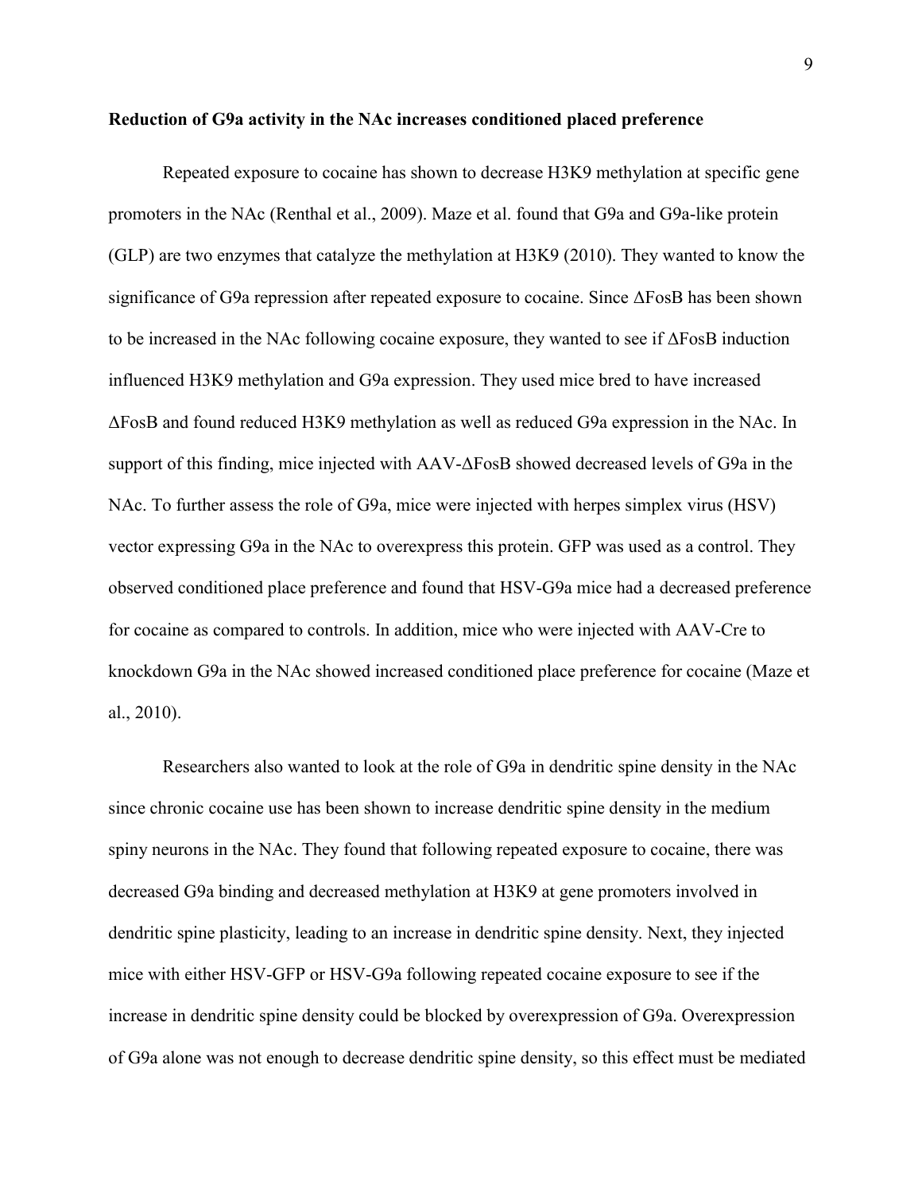**Reduction of G9a activity in the NAc increases conditioned placed preference**

Repeated exposure to cocaine has shown to decrease H3K9 methylation at specific gene promoters in the NAc (Renthal et al., 2009). Maze et al. found that G9a and G9a-like protein (GLP) are two enzymes that catalyze the methylation at H3K9 (2010). They wanted to know the significance of G9a repression after repeated exposure to cocaine. Since ΔFosB has been shown to be increased in the NAc following cocaine exposure, they wanted to see if ΔFosB induction influenced H3K9 methylation and G9a expression. They used mice bred to have increased ΔFosB and found reduced H3K9 methylation as well as reduced G9a expression in the NAc. In support of this finding, mice injected with AAV-ΔFosB showed decreased levels of G9a in the NAc. To further assess the role of G9a, mice were injected with herpes simplex virus (HSV) vector expressing G9a in the NAc to overexpress this protein. GFP was used as a control. They observed conditioned place preference and found that HSV-G9a mice had a decreased preference for cocaine as compared to controls. In addition, mice who were injected with AAV-Cre to knockdown G9a in the NAc showed increased conditioned place preference for cocaine (Maze et al., 2010).

Researchers also wanted to look at the role of G9a in dendritic spine density in the NAc since chronic cocaine use has been shown to increase dendritic spine density in the medium spiny neurons in the NAc. They found that following repeated exposure to cocaine, there was decreased G9a binding and decreased methylation at H3K9 at gene promoters involved in dendritic spine plasticity, leading to an increase in dendritic spine density. Next, they injected mice with either HSV-GFP or HSV-G9a following repeated cocaine exposure to see if the increase in dendritic spine density could be blocked by overexpression of G9a. Overexpression of G9a alone was not enough to decrease dendritic spine density, so this effect must be mediated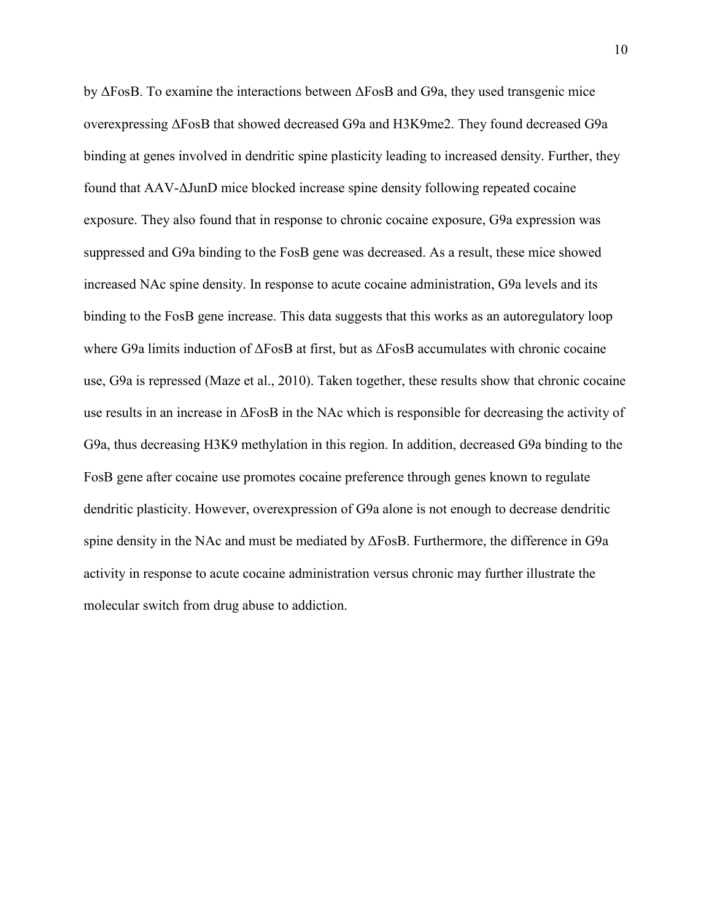by ΔFosB. To examine the interactions between ΔFosB and G9a, they used transgenic mice overexpressing ΔFosB that showed decreased G9a and H3K9me2. They found decreased G9a binding at genes involved in dendritic spine plasticity leading to increased density. Further, they found that AAV-ΔJunD mice blocked increase spine density following repeated cocaine exposure. They also found that in response to chronic cocaine exposure, G9a expression was suppressed and G9a binding to the FosB gene was decreased. As a result, these mice showed increased NAc spine density. In response to acute cocaine administration, G9a levels and its binding to the FosB gene increase. This data suggests that this works as an autoregulatory loop where G9a limits induction of ΔFosB at first, but as ΔFosB accumulates with chronic cocaine use, G9a is repressed (Maze et al., 2010). Taken together, these results show that chronic cocaine use results in an increase in ΔFosB in the NAc which is responsible for decreasing the activity of G9a, thus decreasing H3K9 methylation in this region. In addition, decreased G9a binding to the FosB gene after cocaine use promotes cocaine preference through genes known to regulate dendritic plasticity. However, overexpression of G9a alone is not enough to decrease dendritic spine density in the NAc and must be mediated by ΔFosB. Furthermore, the difference in G9a activity in response to acute cocaine administration versus chronic may further illustrate the molecular switch from drug abuse to addiction.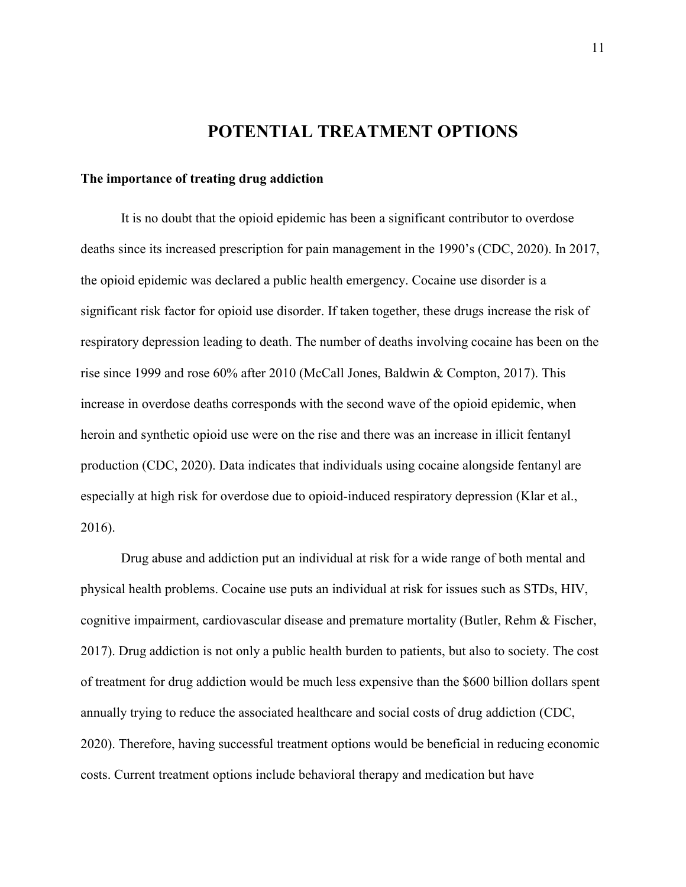# POTENTIAL TREATMENT OPTIONS

### The importance of treating drug addiction

It is no doubt that the opioid epidemic has been a significant contributor to overdose deaths since its increased prescription for pain management in the 1990's (CDC, 2020). In 2017, the opioid epidemic was declared a public health emergency. Cocaine use disorder is a significant risk factor for opioid use disorder. If taken together, these drugs increase the risk of respiratory depression leading to death. The number of deaths involving cocaine has been on the rise since 1999 and rose 60% after 2010 (McCall Jones, Baldwin & Compton, 2017). This increase in overdose deaths corresponds with the second wave of the opioid epidemic, when heroin and synthetic opioid use were on the rise and there was an increase in illicit fentanyl production (CDC, 2020). Data indicates that individuals using cocaine alongside fentanyl are especially at high risk for overdose due to opioid-induced respiratory depression (Klar et al., 2016).

Drug abuse and addiction put an individual at risk for a wide range of both mental and physical health problems. Cocaine use puts an individual at risk for issues such as STDs, HIV, cognitive impairment, cardiovascular disease and premature mortality (Butler, Rehm & Fischer, 2017). Drug addiction is not only a public health burden to patients, but also to society. The cost of treatment for drug addiction would be much less expensive than the $600 billion dollars spent annually trying to reduce the associated healthcare and social costs of drug addiction (CDC, 2020). Therefore, having successful treatment options would be beneficial in reducing economic costs. Current treatment options include behavioral therapy and medication but have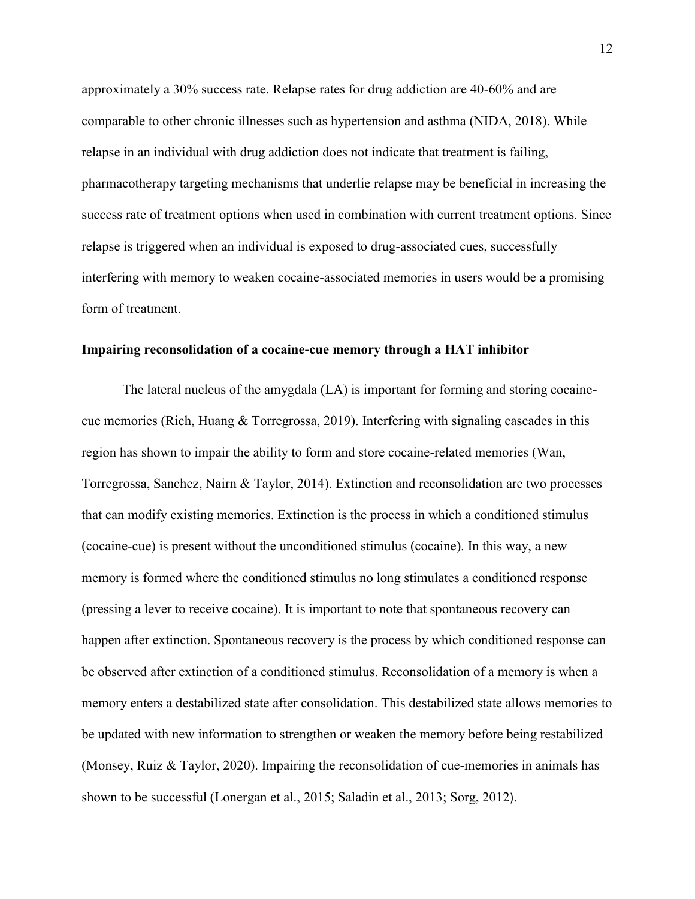approximately a 30% success rate. Relapse rates for drug addiction are 40-60% and are comparable to other chronic illnesses such as hypertension and asthma (NIDA, 2018). While relapse in an individual with drug addiction does not indicate that treatment is failing, pharmacotherapy targeting mechanisms that underlie relapse may be beneficial in increasing the success rate of treatment options when used in combination with current treatment options. Since relapse is triggered when an individual is exposed to drug-associated cues, successfully interfering with memory to weaken cocaine-associated memories in users would be a promising form of treatment.

**Impairing reconsolidation of a cocaine-cue memory through a HAT inhibitor**

The lateral nucleus of the amygdala (LA) is important for forming and storing cocaine-cue memories (Rich, Huang & Torregrossa, 2019). Interfering with signaling cascades in this region has shown to impair the ability to form and store cocaine-related memories (Wan, Torregrossa, Sanchez, Nairn & Taylor, 2014). Extinction and reconsolidation are two processes that can modify existing memories. Extinction is the process in which a conditioned stimulus (cocaine-cue) is present without the unconditioned stimulus (cocaine). In this way, a new memory is formed where the conditioned stimulus no long stimulates a conditioned response (pressing a lever to receive cocaine). It is important to note that spontaneous recovery can happen after extinction. Spontaneous recovery is the process by which conditioned response can be observed after extinction of a conditioned stimulus. Reconsolidation of a memory is when a memory enters a destabilized state after consolidation. This destabilized state allows memories to be updated with new information to strengthen or weaken the memory before being restabilized (Monsey, Ruiz & Taylor, 2020). Impairing the reconsolidation of cue-memories in animals has shown to be successful (Lonergan et al., 2015; Saladin et al., 2013; Sorg, 2012).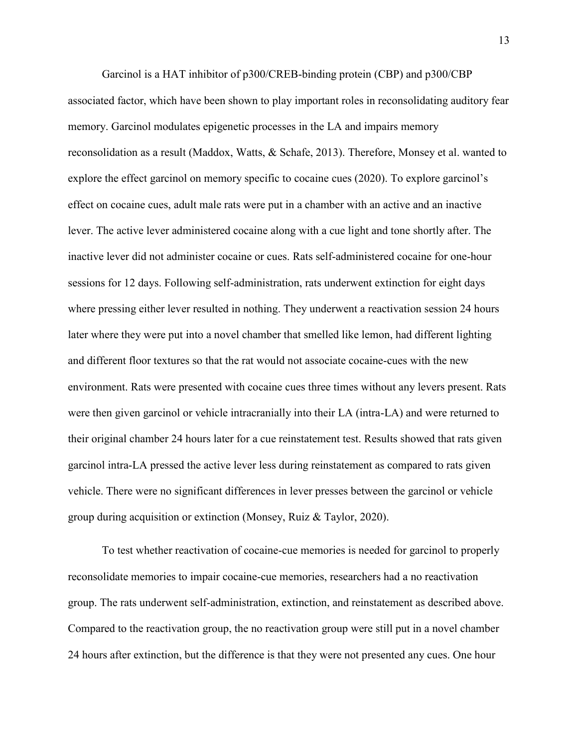Garcinol is a HAT inhibitor of p300/CREB-binding protein (CBP) and p300/CBP associated factor, which have been shown to play important roles in reconsolidating auditory fear memory. Garcinol modulates epigenetic processes in the LA and impairs memory reconsolidation as a result (Maddox, Watts, & Schafe, 2013). Therefore, Monsey et al. wanted to explore the effect garcinol on memory specific to cocaine cues (2020). To explore garcinol's effect on cocaine cues, adult male rats were put in a chamber with an active and an inactive lever. The active lever administered cocaine along with a cue light and tone shortly after. The inactive lever did not administer cocaine or cues. Rats self-administered cocaine for one-hour sessions for 12 days. Following self-administration, rats underwent extinction for eight days where pressing either lever resulted in nothing. They underwent a reactivation session 24 hours later where they were put into a novel chamber that smelled like lemon, had different lighting and different floor textures so that the rat would not associate cocaine-cues with the new environment. Rats were presented with cocaine cues three times without any levers present. Rats were then given garcinol or vehicle intracranially into their LA (intra-LA) and were returned to their original chamber 24 hours later for a cue reinstatement test. Results showed that rats given garcinol intra-LA pressed the active lever less during reinstatement as compared to rats given vehicle. There were no significant differences in lever presses between the garcinol or vehicle group during acquisition or extinction (Monsey, Ruiz & Taylor, 2020).

To test whether reactivation of cocaine-cue memories is needed for garcinol to properly reconsolidate memories to impair cocaine-cue memories, researchers had a no reactivation group. The rats underwent self-administration, extinction, and reinstatement as described above. Compared to the reactivation group, the no reactivation group were still put in a novel chamber 24 hours after extinction, but the difference is that they were not presented any cues. One hour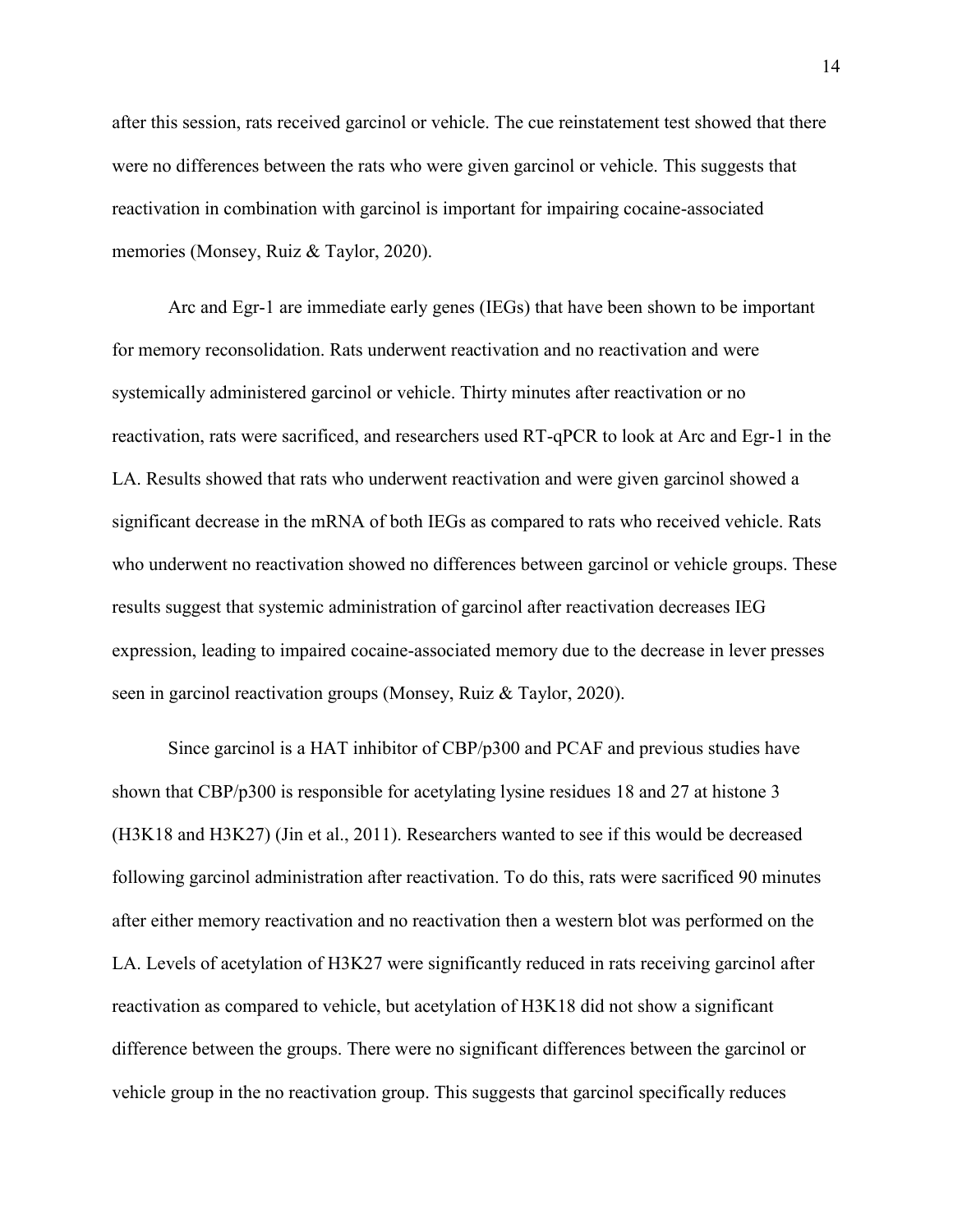after this session, rats received garcinol or vehicle. The cue reinstatement test showed that there were no differences between the rats who were given garcinol or vehicle. This suggests that reactivation in combination with garcinol is important for impairing cocaine-associated memories (Monsey, Ruiz & Taylor, 2020).

Arc and Egr-1 are immediate early genes (IEGs) that have been shown to be important for memory reconsolidation. Rats underwent reactivation and no reactivation and were systemically administered garcinol or vehicle. Thirty minutes after reactivation or no reactivation, rats were sacrificed, and researchers used RT-qPCR to look at Arc and Egr-1 in the LA. Results showed that rats who underwent reactivation and were given garcinol showed a significant decrease in the mRNA of both IEGs as compared to rats who received vehicle. Rats who underwent no reactivation showed no differences between garcinol or vehicle groups. These results suggest that systemic administration of garcinol after reactivation decreases IEG expression, leading to impaired cocaine-associated memory due to the decrease in lever presses seen in garcinol reactivation groups (Monsey, Ruiz & Taylor, 2020).

Since garcinol is a HAT inhibitor of CBP/p300 and PCAF and previous studies have shown that CBP/p300 is responsible for acetylating lysine residues 18 and 27 at histone 3 (H3K18 and H3K27) (Jin et al., 2011). Researchers wanted to see if this would be decreased following garcinol administration after reactivation. To do this, rats were sacrificed 90 minutes after either memory reactivation and no reactivation then a western blot was performed on the LA. Levels of acetylation of H3K27 were significantly reduced in rats receiving garcinol after reactivation as compared to vehicle, but acetylation of H3K18 did not show a significant difference between the groups. There were no significant differences between the garcinol or vehicle group in the no reactivation group. This suggests that garcinol specifically reduces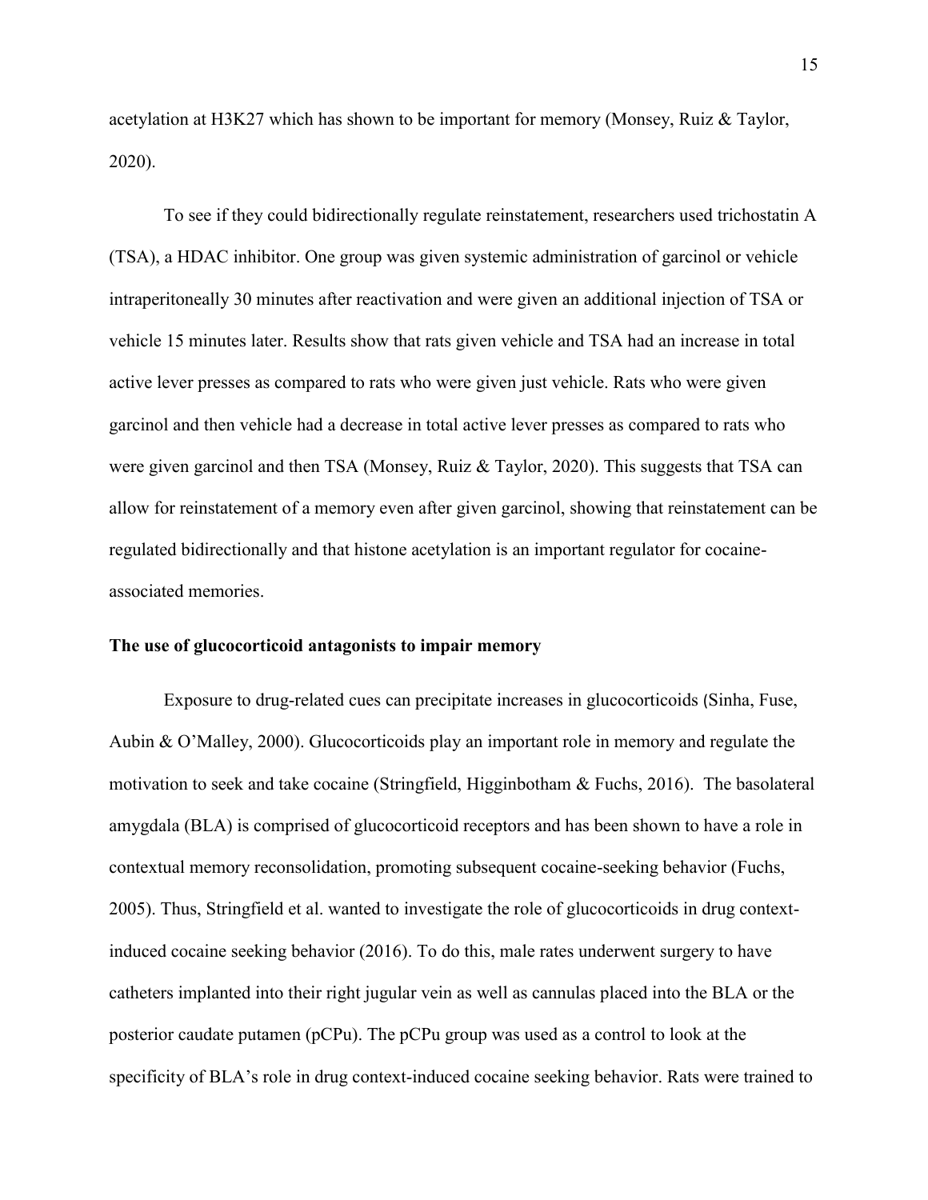acetylation at H3K27 which has shown to be important for memory (Monsey, Ruiz & Taylor, 2020).

To see if they could bidirectionally regulate reinstatement, researchers used trichostatin A (TSA), a HDAC inhibitor. One group was given systemic administration of garcinol or vehicle intraperitoneally 30 minutes after reactivation and were given an additional injection of TSA or vehicle 15 minutes later. Results show that rats given vehicle and TSA had an increase in total active lever presses as compared to rats who were given just vehicle. Rats who were given garcinol and then vehicle had a decrease in total active lever presses as compared to rats who were given garcinol and then TSA (Monsey, Ruiz & Taylor, 2020). This suggests that TSA can allow for reinstatement of a memory even after given garcinol, showing that reinstatement can be regulated bidirectionally and that histone acetylation is an important regulator for cocaine-associated memories.

**The use of glucocorticoid antagonists to impair memory**

Exposure to drug-related cues can precipitate increases in glucocorticoids (Sinha, Fuse, Aubin & O'Malley, 2000). Glucocorticoids play an important role in memory and regulate the motivation to seek and take cocaine (Stringfield, Higginbotham & Fuchs, 2016). The basolateral amygdala (BLA) is comprised of glucocorticoid receptors and has been shown to have a role in contextual memory reconsolidation, promoting subsequent cocaine-seeking behavior (Fuchs, 2005). Thus, Stringfield et al. wanted to investigate the role of glucocorticoids in drug context-induced cocaine seeking behavior (2016). To do this, male rates underwent surgery to have catheters implanted into their right jugular vein as well as cannulas placed into the BLA or the posterior caudate putamen (pCPu). The pCPu group was used as a control to look at the specificity of BLA's role in drug context-induced cocaine seeking behavior. Rats were trained to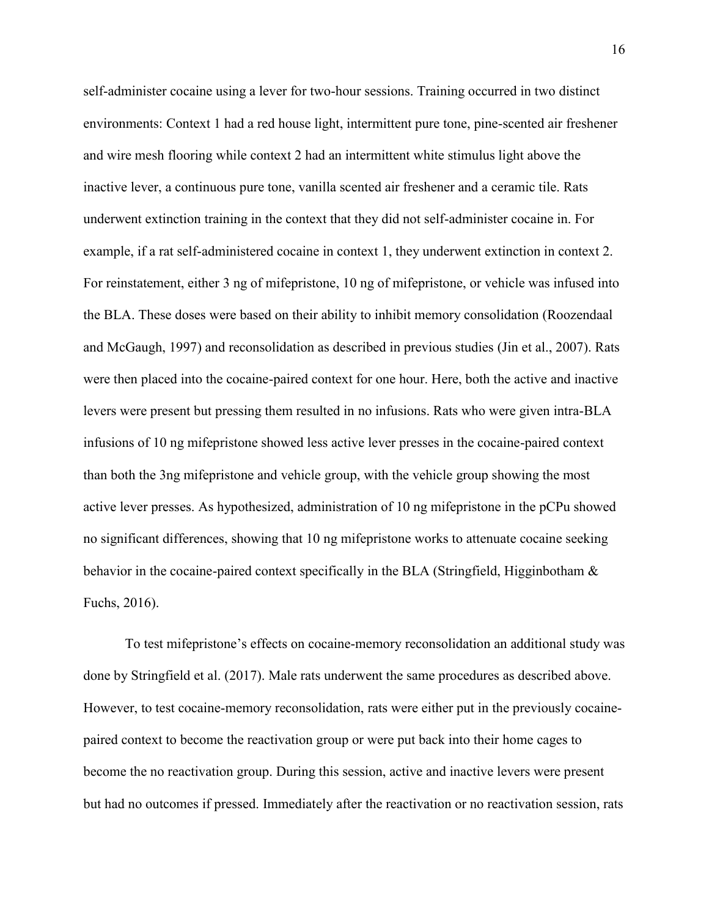self-administer cocaine using a lever for two-hour sessions. Training occurred in two distinct environments: Context 1 had a red house light, intermittent pure tone, pine-scented air freshener and wire mesh flooring while context 2 had an intermittent white stimulus light above the inactive lever, a continuous pure tone, vanilla scented air freshener and a ceramic tile. Rats underwent extinction training in the context that they did not self-administer cocaine in. For example, if a rat self-administered cocaine in context 1, they underwent extinction in context 2. For reinstatement, either 3 ng of mifepristone, 10 ng of mifepristone, or vehicle was infused into the BLA. These doses were based on their ability to inhibit memory consolidation (Roozendaal and McGaugh, 1997) and reconsolidation as described in previous studies (Jin et al., 2007). Rats were then placed into the cocaine-paired context for one hour. Here, both the active and inactive levers were present but pressing them resulted in no infusions. Rats who were given intra-BLA infusions of 10 ng mifepristone showed less active lever presses in the cocaine-paired context than both the 3ng mifepristone and vehicle group, with the vehicle group showing the most active lever presses. As hypothesized, administration of 10 ng mifepristone in the pCPu showed no significant differences, showing that 10 ng mifepristone works to attenuate cocaine seeking behavior in the cocaine-paired context specifically in the BLA (Stringfield, Higginbotham & Fuchs, 2016).

To test mifepristone's effects on cocaine-memory reconsolidation an additional study was done by Stringfield et al. (2017). Male rats underwent the same procedures as described above. However, to test cocaine-memory reconsolidation, rats were either put in the previously cocaine-paired context to become the reactivation group or were put back into their home cages to become the no reactivation group. During this session, active and inactive levers were present but had no outcomes if pressed. Immediately after the reactivation or no reactivation session, rats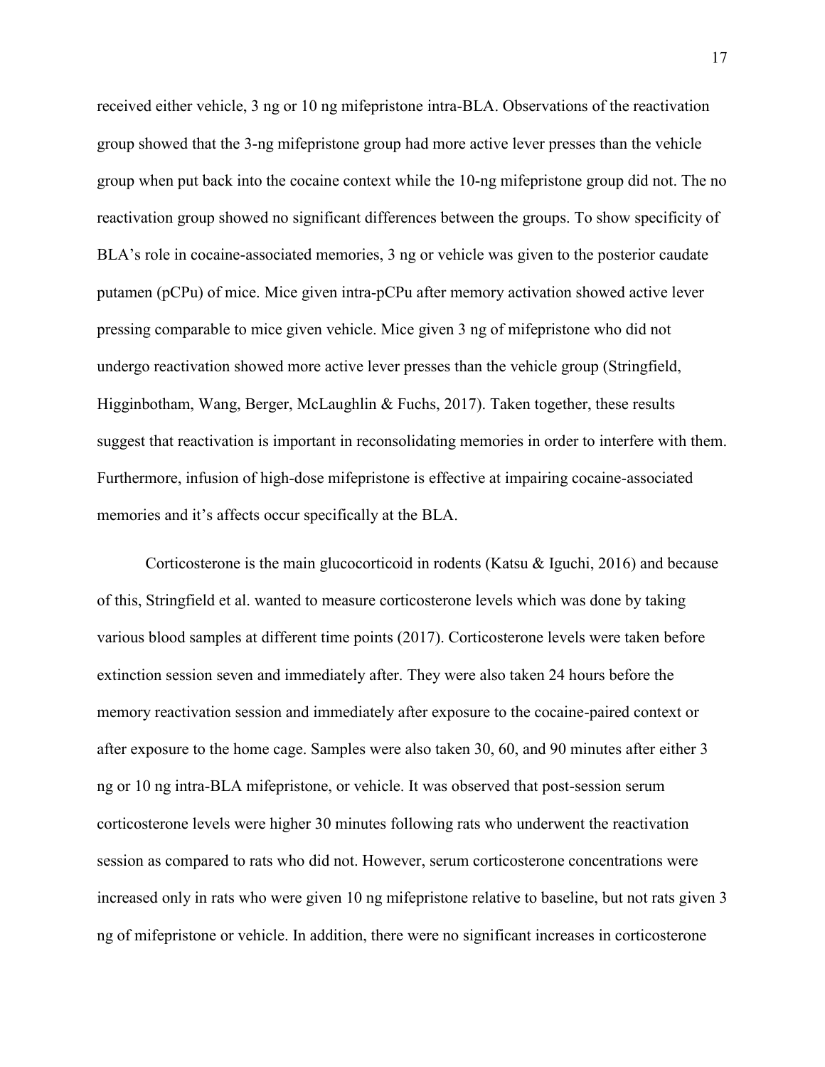received either vehicle, 3 ng or 10 ng mifepristone intra-BLA. Observations of the reactivation group showed that the 3-ng mifepristone group had more active lever presses than the vehicle group when put back into the cocaine context while the 10-ng mifepristone group did not. The no reactivation group showed no significant differences between the groups. To show specificity of BLA's role in cocaine-associated memories, 3 ng or vehicle was given to the posterior caudate putamen (pCPu) of mice. Mice given intra-pCPu after memory activation showed active lever pressing comparable to mice given vehicle. Mice given 3 ng of mifepristone who did not undergo reactivation showed more active lever presses than the vehicle group (Stringfield, Higginbotham, Wang, Berger, McLaughlin & Fuchs, 2017). Taken together, these results suggest that reactivation is important in reconsolidating memories in order to interfere with them. Furthermore, infusion of high-dose mifepristone is effective at impairing cocaine-associated memories and it's affects occur specifically at the BLA.

Corticosterone is the main glucocorticoid in rodents (Katsu & Iguchi, 2016) and because of this, Stringfield et al. wanted to measure corticosterone levels which was done by taking various blood samples at different time points (2017). Corticosterone levels were taken before extinction session seven and immediately after. They were also taken 24 hours before the memory reactivation session and immediately after exposure to the cocaine-paired context or after exposure to the home cage. Samples were also taken 30, 60, and 90 minutes after either 3 ng or 10 ng intra-BLA mifepristone, or vehicle. It was observed that post-session serum corticosterone levels were higher 30 minutes following rats who underwent the reactivation session as compared to rats who did not. However, serum corticosterone concentrations were increased only in rats who were given 10 ng mifepristone relative to baseline, but not rats given 3 ng of mifepristone or vehicle. In addition, there were no significant increases in corticosterone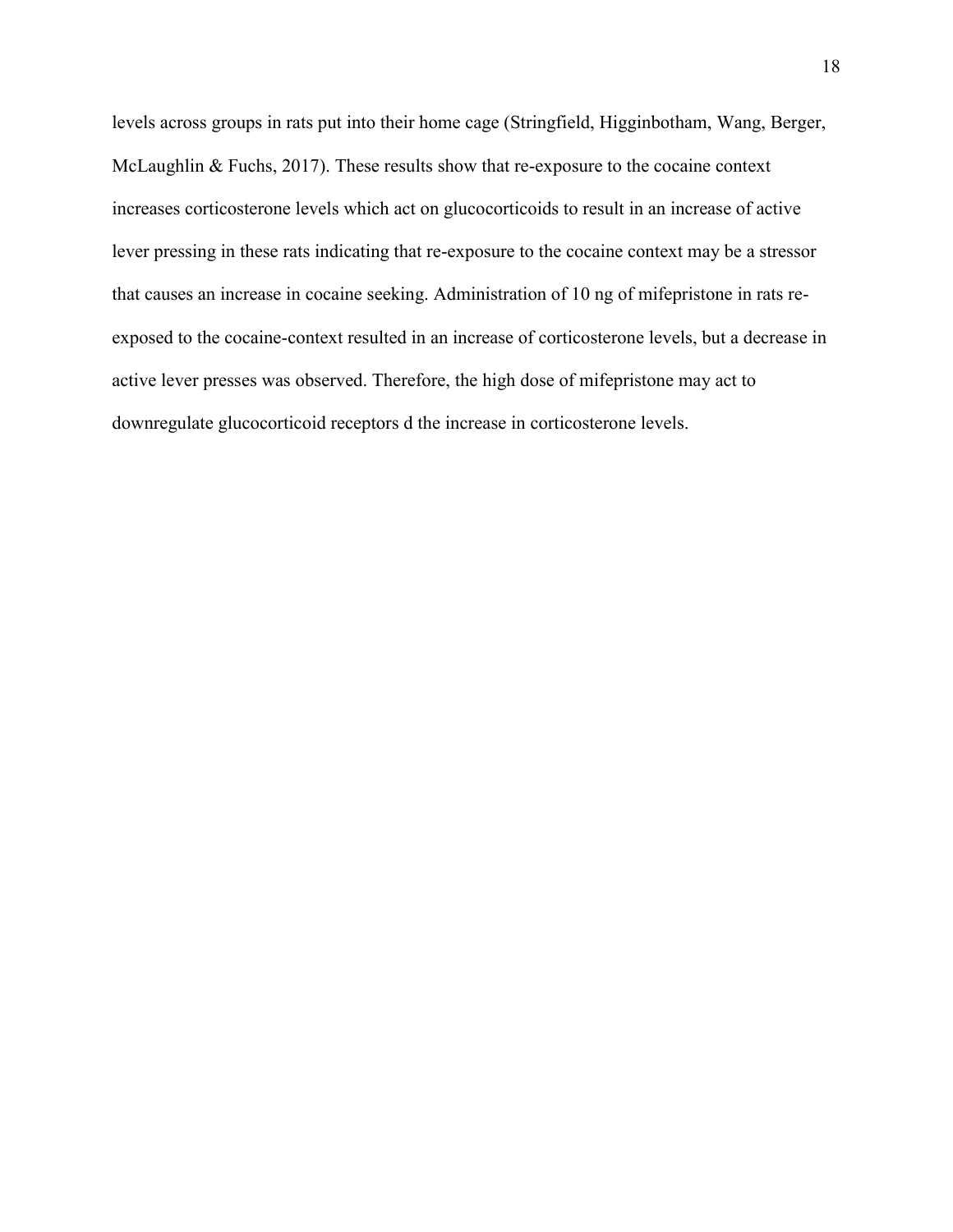levels across groups in rats put into their home cage (Stringfield, Higginbotham, Wang, Berger, McLaughlin & Fuchs, 2017). These results show that re-exposure to the cocaine context increases corticosterone levels which act on glucocorticoids to result in an increase of active lever pressing in these rats indicating that re-exposure to the cocaine context may be a stressor that causes an increase in cocaine seeking. Administration of 10 ng of mifepristone in rats re-exposed to the cocaine-context resulted in an increase of corticosterone levels, but a decrease in active lever presses was observed. Therefore, the high dose of mifepristone may act to downregulate glucocorticoid receptors d the increase in corticosterone levels.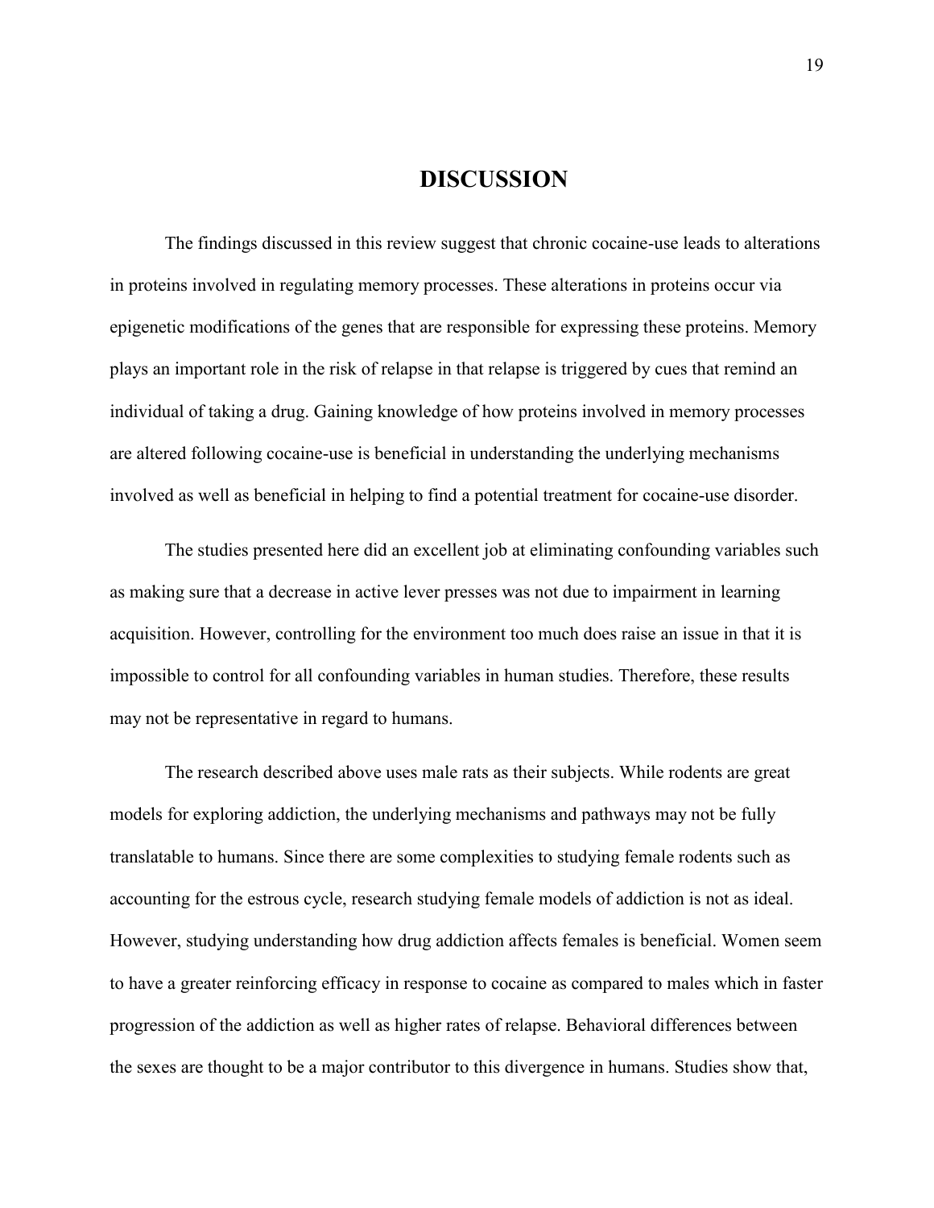# DISCUSSION

The findings discussed in this review suggest that chronic cocaine-use leads to alterations in proteins involved in regulating memory processes. These alterations in proteins occur via epigenetic modifications of the genes that are responsible for expressing these proteins. Memory plays an important role in the risk of relapse in that relapse is triggered by cues that remind an individual of taking a drug. Gaining knowledge of how proteins involved in memory processes are altered following cocaine-use is beneficial in understanding the underlying mechanisms involved as well as beneficial in helping to find a potential treatment for cocaine-use disorder.

The studies presented here did an excellent job at eliminating confounding variables such as making sure that a decrease in active lever presses was not due to impairment in learning acquisition. However, controlling for the environment too much does raise an issue in that it is impossible to control for all confounding variables in human studies. Therefore, these results may not be representative in regard to humans.

The research described above uses male rats as their subjects. While rodents are great models for exploring addiction, the underlying mechanisms and pathways may not be fully translatable to humans. Since there are some complexities to studying female rodents such as accounting for the estrous cycle, research studying female models of addiction is not as ideal. However, studying understanding how drug addiction affects females is beneficial. Women seem to have a greater reinforcing efficacy in response to cocaine as compared to males which in faster progression of the addiction as well as higher rates of relapse. Behavioral differences between the sexes are thought to be a major contributor to this divergence in humans. Studies show that,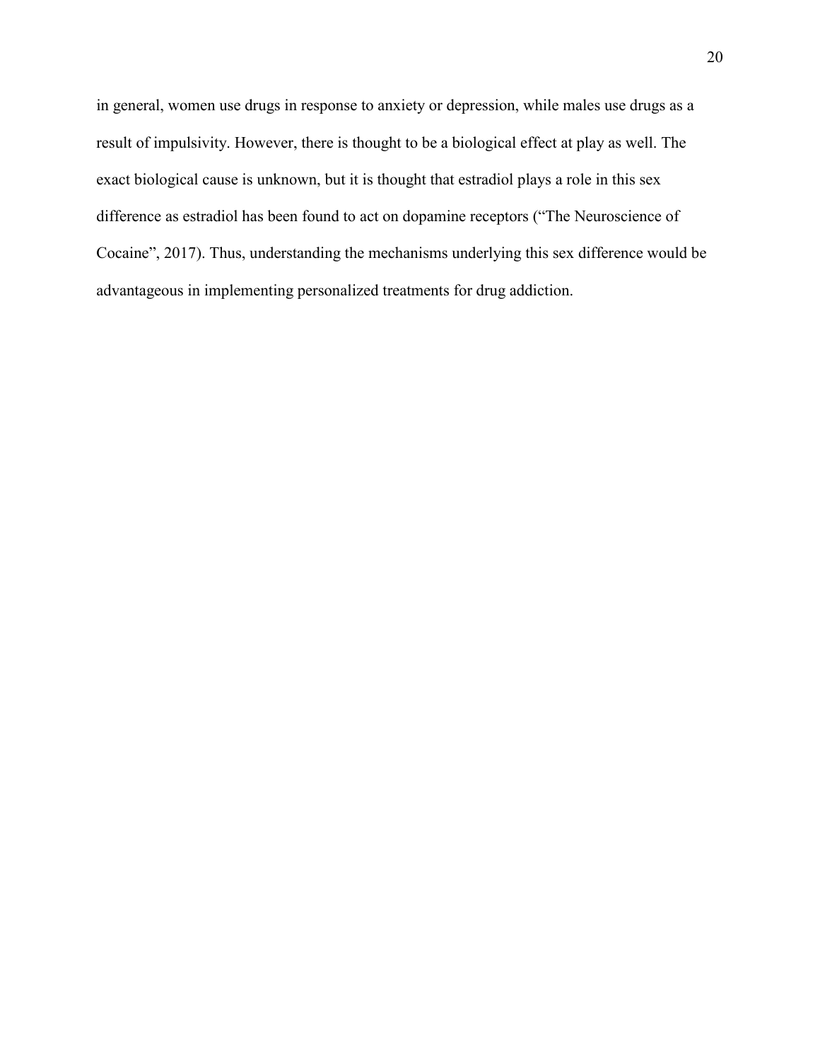in general, women use drugs in response to anxiety or depression, while males use drugs as a result of impulsivity. However, there is thought to be a biological effect at play as well. The exact biological cause is unknown, but it is thought that estradiol plays a role in this sex difference as estradiol has been found to act on dopamine receptors ("The Neuroscience of Cocaine", 2017). Thus, understanding the mechanisms underlying this sex difference would be advantageous in implementing personalized treatments for drug addiction.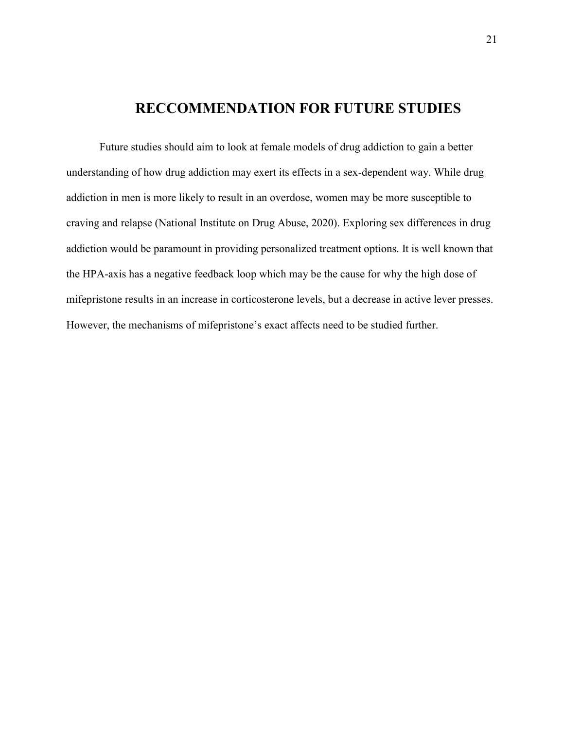# RECCOMMENDATION FOR FUTURE STUDIES

Future studies should aim to look at female models of drug addiction to gain a better understanding of how drug addiction may exert its effects in a sex-dependent way. While drug addiction in men is more likely to result in an overdose, women may be more susceptible to craving and relapse (National Institute on Drug Abuse, 2020). Exploring sex differences in drug addiction would be paramount in providing personalized treatment options. It is well known that the HPA-axis has a negative feedback loop which may be the cause for why the high dose of mifepristone results in an increase in corticosterone levels, but a decrease in active lever presses. However, the mechanisms of mifepristone's exact affects need to be studied further.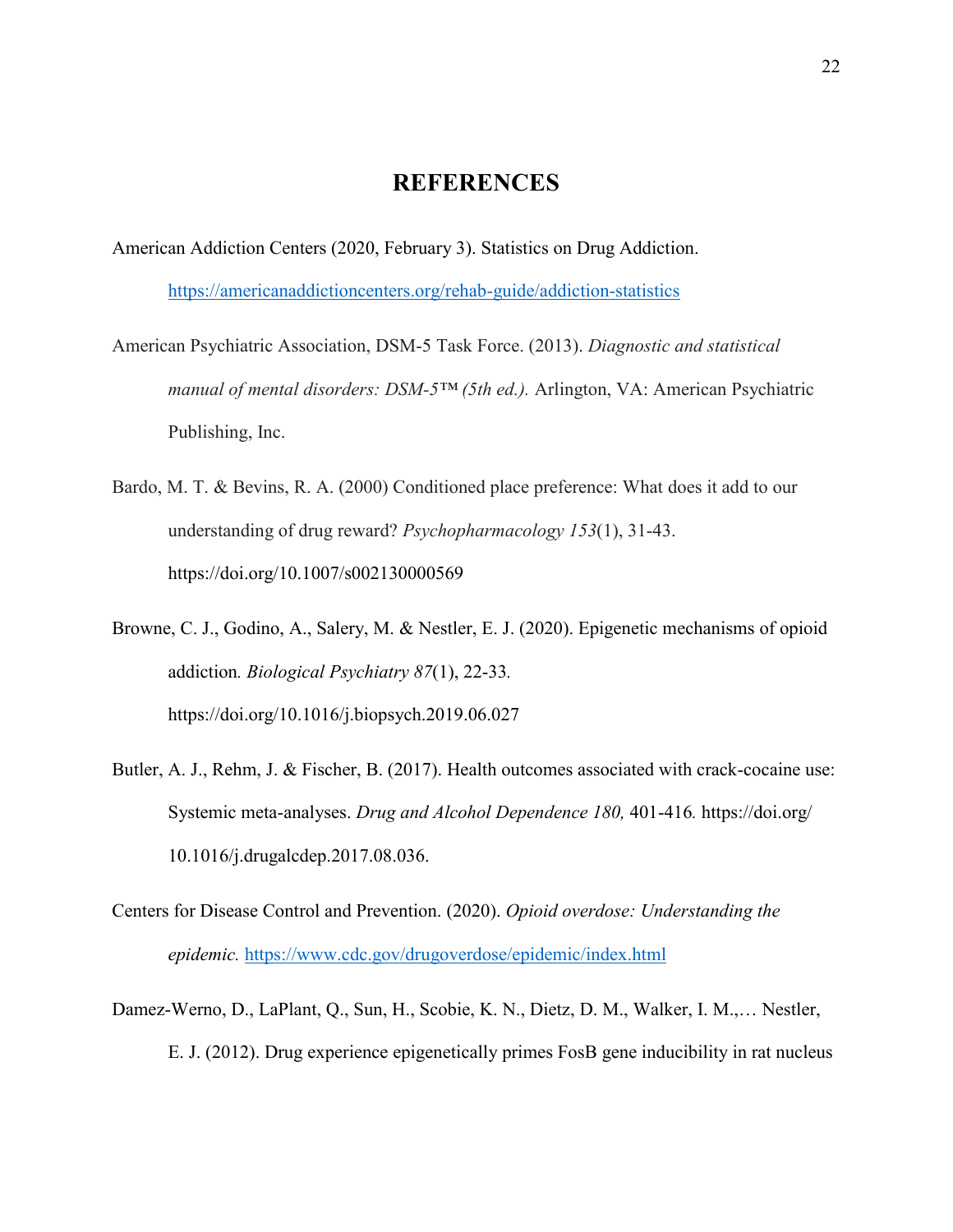# REFERENCES

American Addiction Centers (2020, February 3). Statistics on Drug Addiction. https://americanaddictioncenters.org/rehab-guide/addiction-statistics

American Psychiatric Association, DSM-5 Task Force. (2013). *Diagnostic and statistical manual of mental disorders: DSM-5™ (5th ed.).* Arlington, VA: American Psychiatric Publishing, Inc.

Bardo, M. T. & Bevins, R. A. (2000) Conditioned place preference: What does it add to our understanding of drug reward? *Psychopharmacology 153*(1), 31-43. https://doi.org/10.1007/s002130000569

Browne, C. J., Godino, A., Salery, M. & Nestler, E. J. (2020). Epigenetic mechanisms of opioid addiction*. Biological Psychiatry 87*(1), 22-33. https://doi.org/10.1016/j.biopsych.2019.06.027

Butler, A. J., Rehm, J. & Fischer, B. (2017). Health outcomes associated with crack-cocaine use: Systemic meta-analyses. *Drug and Alcohol Dependence 180,* 401-416*.* https://doi.org/10.1016/j.drugalcdep.2017.08.036.

Centers for Disease Control and Prevention. (2020). *Opioid overdose: Understanding the epidemic.* https://www.cdc.gov/drugoverdose/epidemic/index.html

Damez-Werno, D., LaPlant, Q., Sun, H., Scobie, K. N., Dietz, D. M., Walker, I. M.,… Nestler, E. J. (2012). Drug experience epigenetically primes FosB gene inducibility in rat nucleus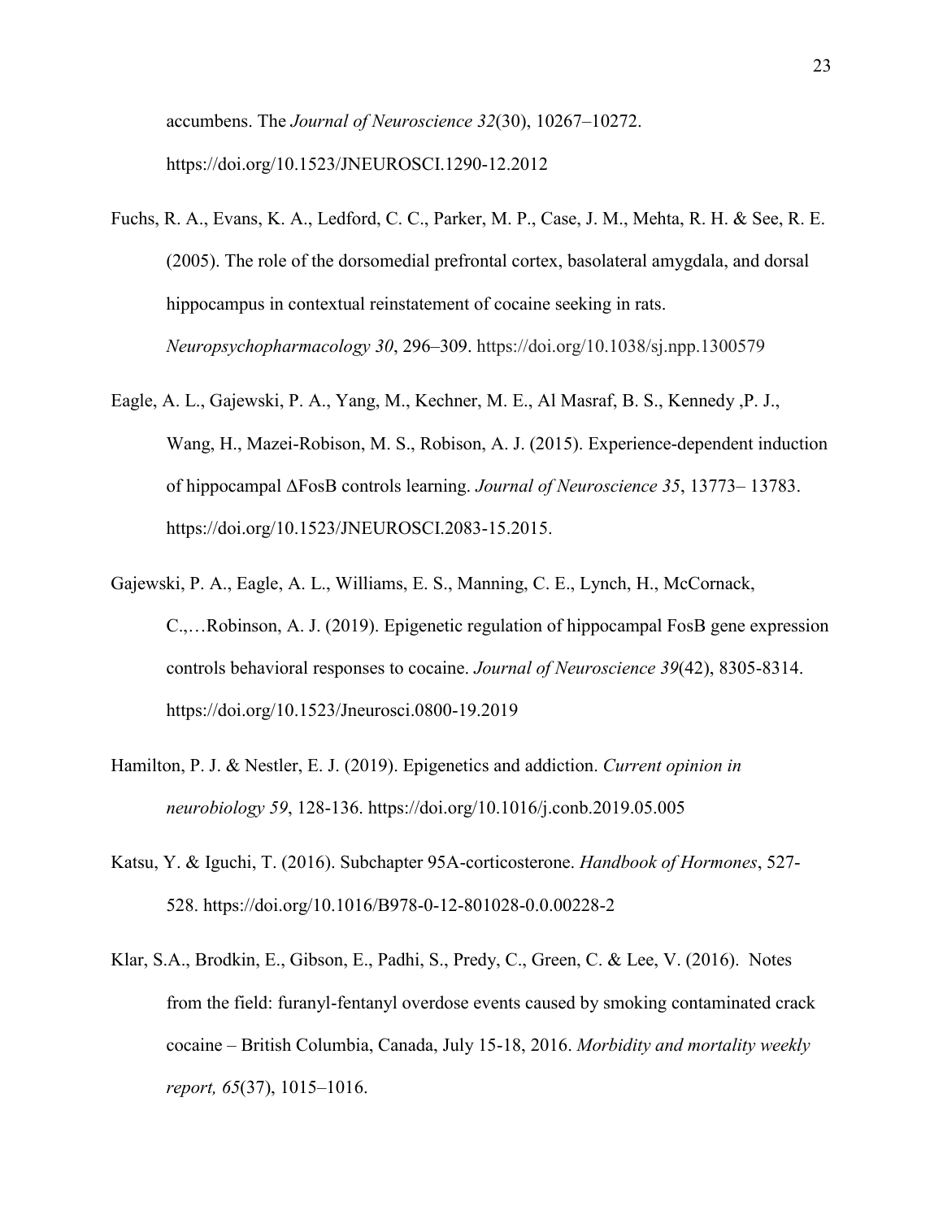accumbens. The *Journal of Neuroscience 32*(30), 10267–10272. https://doi.org/10.1523/JNEUROSCI.1290-12.2012

Fuchs, R. A., Evans, K. A., Ledford, C. C., Parker, M. P., Case, J. M., Mehta, R. H. & See, R. E. (2005). The role of the dorsomedial prefrontal cortex, basolateral amygdala, and dorsal hippocampus in contextual reinstatement of cocaine seeking in rats. *Neuropsychopharmacology 30*, 296–309. https://doi.org/10.1038/sj.npp.1300579

Eagle, A. L., Gajewski, P. A., Yang, M., Kechner, M. E., Al Masraf, B. S., Kennedy ,P. J., Wang, H., Mazei-Robison, M. S., Robison, A. J. (2015). Experience-dependent induction of hippocampal ΔFosB controls learning. *Journal of Neuroscience 35*, 13773– 13783. https://doi.org/10.1523/JNEUROSCI.2083-15.2015.

Gajewski, P. A., Eagle, A. L., Williams, E. S., Manning, C. E., Lynch, H., McCornack, C.,…Robinson, A. J. (2019). Epigenetic regulation of hippocampal FosB gene expression controls behavioral responses to cocaine. *Journal of Neuroscience 39*(42), 8305-8314. https://doi.org/10.1523/Jneurosci.0800-19.2019

Hamilton, P. J. & Nestler, E. J. (2019). Epigenetics and addiction. *Current opinion in neurobiology 59*, 128-136. https://doi.org/10.1016/j.conb.2019.05.005

Katsu, Y. & Iguchi, T. (2016). Subchapter 95A-corticosterone. *Handbook of Hormones*, 527-528. https://doi.org/10.1016/B978-0-12-801028-0.0.00228-2

Klar, S.A., Brodkin, E., Gibson, E., Padhi, S., Predy, C., Green, C. & Lee, V. (2016). Notes from the field: furanyl-fentanyl overdose events caused by smoking contaminated crack cocaine – British Columbia, Canada, July 15-18, 2016. *Morbidity and mortality weekly report, 65*(37), 1015–1016.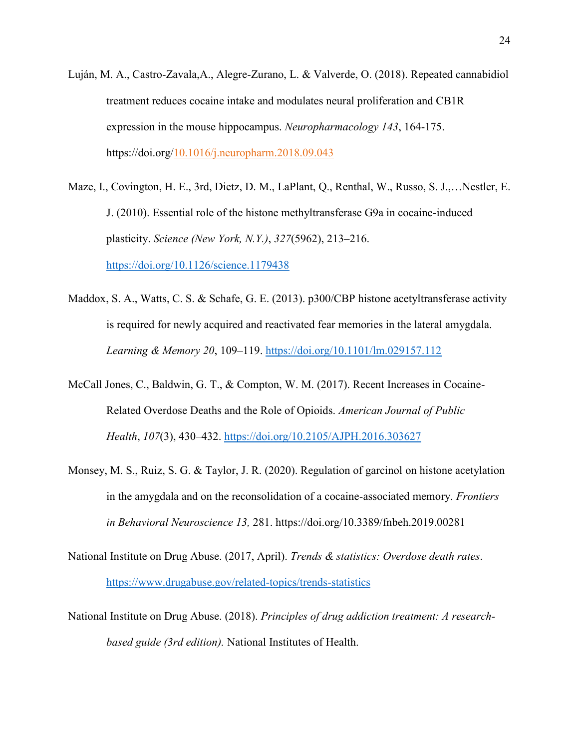Luján, M. A., Castro-Zavala,A., Alegre-Zurano, L. & Valverde, O. (2018). Repeated cannabidiol treatment reduces cocaine intake and modulates neural proliferation and CB1R expression in the mouse hippocampus. *Neuropharmacology 143*, 164-175. https://doi.org/10.1016/j.neuropharm.2018.09.043

Maze, I., Covington, H. E., 3rd, Dietz, D. M., LaPlant, Q., Renthal, W., Russo, S. J.,…Nestler, E. J. (2010). Essential role of the histone methyltransferase G9a in cocaine-induced plasticity. *Science (New York, N.Y.)*, *327*(5962), 213–216. https://doi.org/10.1126/science.1179438

Maddox, S. A., Watts, C. S. & Schafe, G. E. (2013). p300/CBP histone acetyltransferase activity is required for newly acquired and reactivated fear memories in the lateral amygdala. *Learning & Memory 20*, 109–119. https://doi.org/10.1101/lm.029157.112

McCall Jones, C., Baldwin, G. T., & Compton, W. M. (2017). Recent Increases in Cocaine-Related Overdose Deaths and the Role of Opioids. *American Journal of Public Health*, *107*(3), 430–432. https://doi.org/10.2105/AJPH.2016.303627

Monsey, M. S., Ruiz, S. G. & Taylor, J. R. (2020). Regulation of garcinol on histone acetylation in the amygdala and on the reconsolidation of a cocaine-associated memory. *Frontiers in Behavioral Neuroscience 13,* 281. https://doi.org/10.3389/fnbeh.2019.00281

National Institute on Drug Abuse. (2017, April). *Trends & statistics: Overdose death rates*. https://www.drugabuse.gov/related-topics/trends-statistics

National Institute on Drug Abuse. (2018). *Principles of drug addiction treatment: A research-based guide (3rd edition).* National Institutes of Health.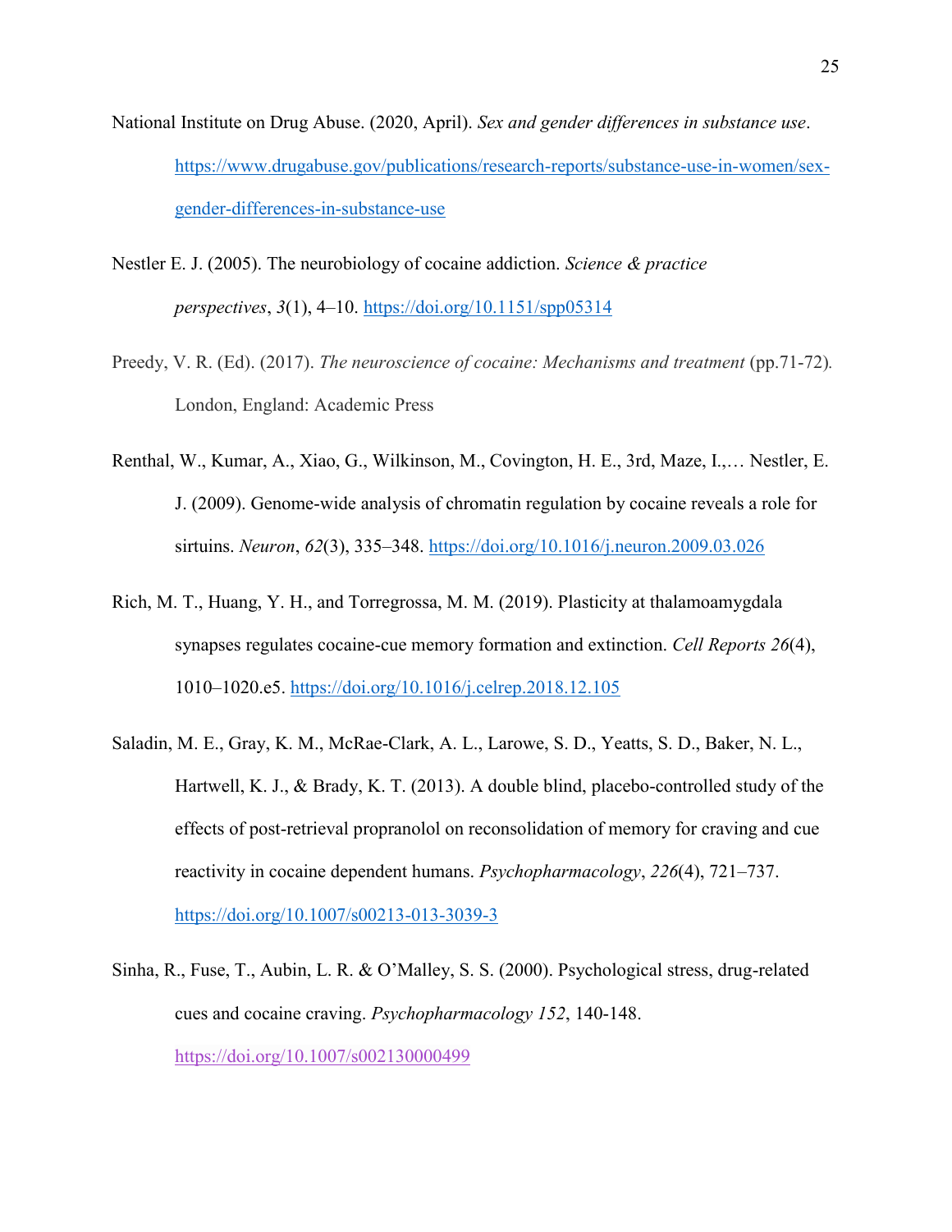National Institute on Drug Abuse. (2020, April). *Sex and gender differences in substance use*. https://www.drugabuse.gov/publications/research-reports/substance-use-in-women/sex-gender-differences-in-substance-use

Nestler E. J. (2005). The neurobiology of cocaine addiction. *Science & practice perspectives*, *3*(1), 4–10. https://doi.org/10.1151/spp05314

Preedy, V. R. (Ed). (2017). *The neuroscience of cocaine: Mechanisms and treatment* (pp.71-72). London, England: Academic Press

Renthal, W., Kumar, A., Xiao, G., Wilkinson, M., Covington, H. E., 3rd, Maze, I.,… Nestler, E. J. (2009). Genome-wide analysis of chromatin regulation by cocaine reveals a role for sirtuins. *Neuron*, *62*(3), 335–348. https://doi.org/10.1016/j.neuron.2009.03.026

Rich, M. T., Huang, Y. H., and Torregrossa, M. M. (2019). Plasticity at thalamoamygdala synapses regulates cocaine-cue memory formation and extinction. *Cell Reports 26*(4), 1010–1020.e5. https://doi.org/10.1016/j.celrep.2018.12.105

Saladin, M. E., Gray, K. M., McRae-Clark, A. L., Larowe, S. D., Yeatts, S. D., Baker, N. L., Hartwell, K. J., & Brady, K. T. (2013). A double blind, placebo-controlled study of the effects of post-retrieval propranolol on reconsolidation of memory for craving and cue reactivity in cocaine dependent humans. *Psychopharmacology*, *226*(4), 721–737. https://doi.org/10.1007/s00213-013-3039-3

Sinha, R., Fuse, T., Aubin, L. R. & O'Malley, S. S. (2000). Psychological stress, drug-related cues and cocaine craving. *Psychopharmacology 152*, 140-148. https://doi.org/10.1007/s002130000499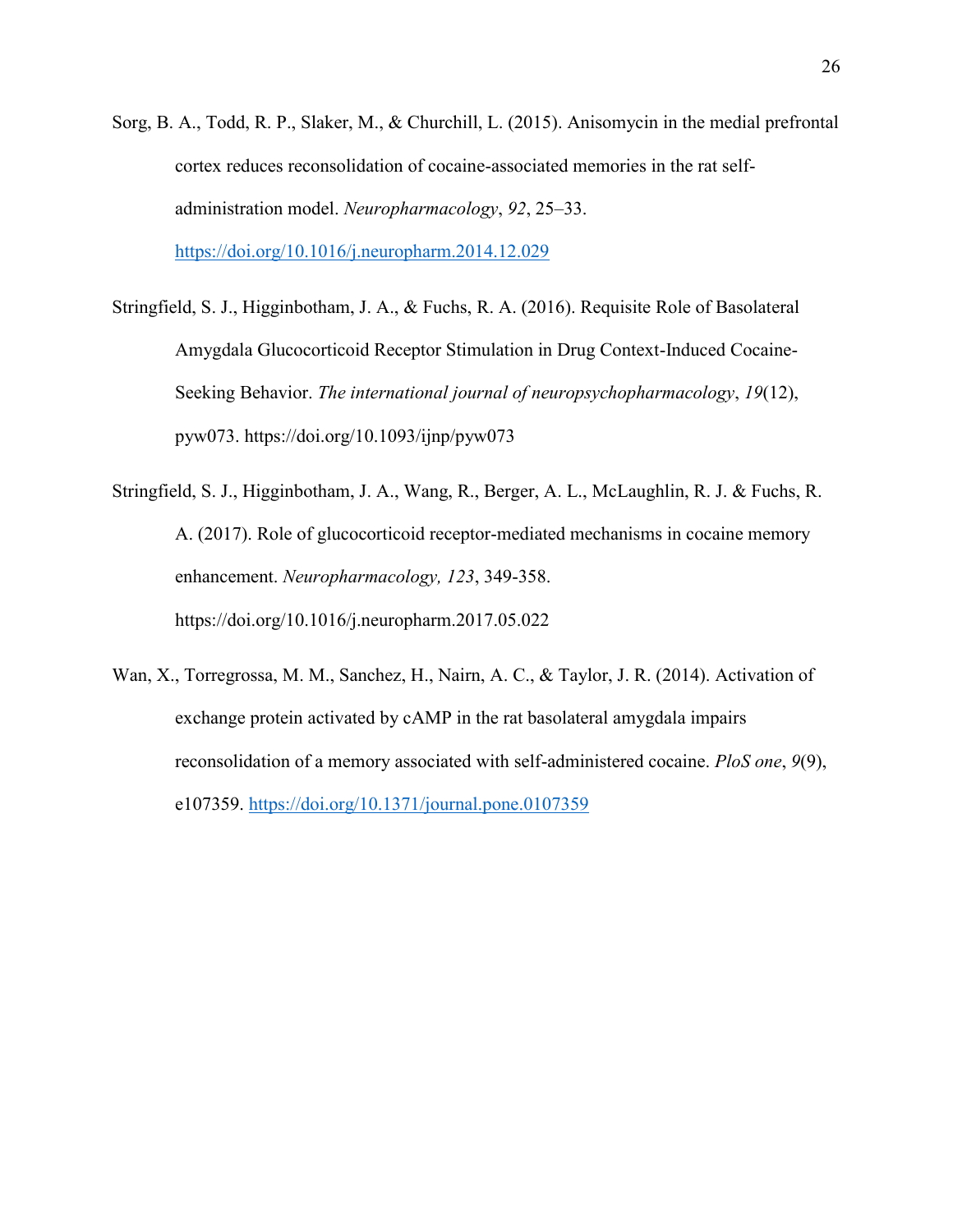Sorg, B. A., Todd, R. P., Slaker, M., & Churchill, L. (2015). Anisomycin in the medial prefrontal cortex reduces reconsolidation of cocaine-associated memories in the rat self-administration model. *Neuropharmacology*, *92*, 25–33. https://doi.org/10.1016/j.neuropharm.2014.12.029

Stringfield, S. J., Higginbotham, J. A., & Fuchs, R. A. (2016). Requisite Role of Basolateral Amygdala Glucocorticoid Receptor Stimulation in Drug Context-Induced Cocaine-Seeking Behavior. *The international journal of neuropsychopharmacology*, *19*(12), pyw073. https://doi.org/10.1093/ijnp/pyw073

Stringfield, S. J., Higginbotham, J. A., Wang, R., Berger, A. L., McLaughlin, R. J. & Fuchs, R. A. (2017). Role of glucocorticoid receptor-mediated mechanisms in cocaine memory enhancement. *Neuropharmacology, 123*, 349-358. https://doi.org/10.1016/j.neuropharm.2017.05.022

Wan, X., Torregrossa, M. M., Sanchez, H., Nairn, A. C., & Taylor, J. R. (2014). Activation of exchange protein activated by cAMP in the rat basolateral amygdala impairs reconsolidation of a memory associated with self-administered cocaine. *PloS one*, *9*(9), e107359. https://doi.org/10.1371/journal.pone.0107359